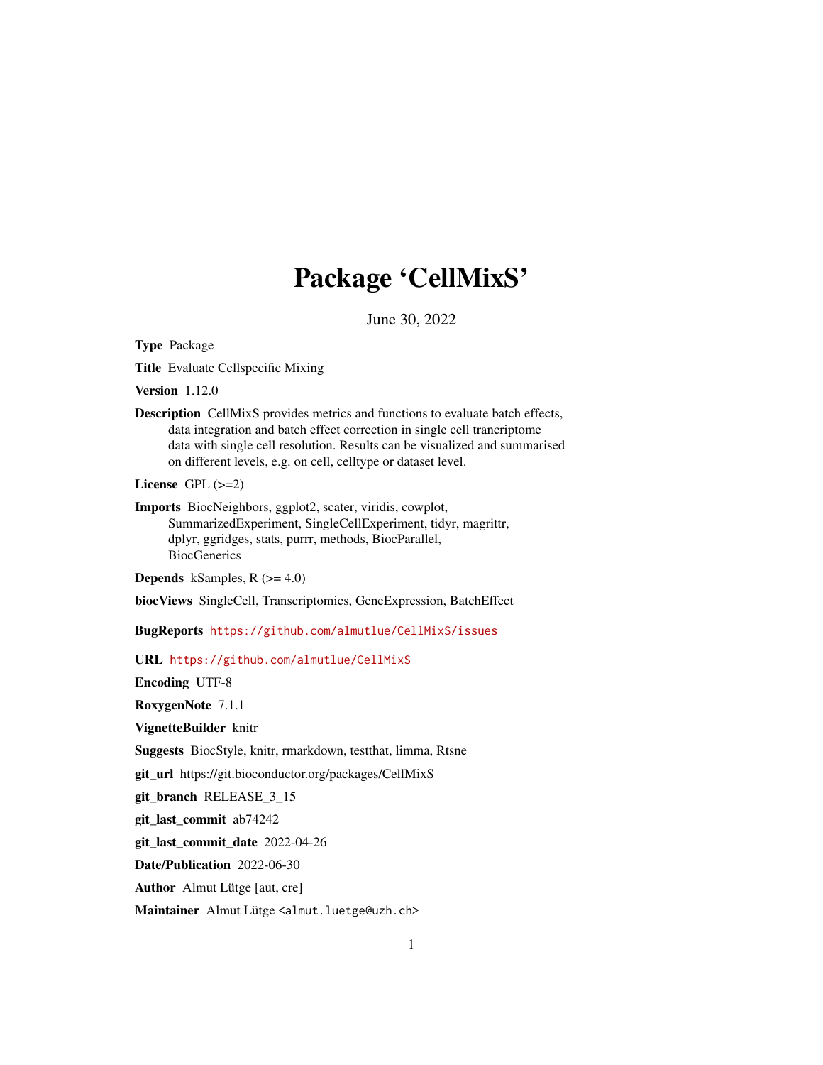# Package 'CellMixS'

June 30, 2022

**Type** Package

**Title** Evaluate Cellspecific Mixing

**Version** 1.12.0

**Description** CellMixS provides metrics and functions to evaluate batch effects, data integration and batch effect correction in single cell trancriptome data with single cell resolution. Results can be visualized and summarised on different levels, e.g. on cell, celltype or dataset level.

**License** GPL (>=2)

**Imports** BiocNeighbors, ggplot2, scater, viridis, cowplot, SummarizedExperiment, SingleCellExperiment, tidyr, magrittr, dplyr, ggridges, stats, purrr, methods, BiocParallel, BiocGenerics

**Depends** kSamples, R (>= 4.0)

**biocViews** SingleCell, Transcriptomics, GeneExpression, BatchEffect

**BugReports** https://github.com/almutlue/CellMixS/issues

**URL** https://github.com/almutlue/CellMixS

**Encoding** UTF-8

**RoxygenNote** 7.1.1

**VignetteBuilder** knitr

**Suggests** BiocStyle, knitr, rmarkdown, testthat, limma, Rtsne

**git_url** https://git.bioconductor.org/packages/CellMixS

**git_branch** RELEASE_3_15

**git_last_commit** ab74242

**git_last_commit_date** 2022-04-26

**Date/Publication** 2022-06-30

**Author** Almut Lütge [aut, cre]

**Maintainer** Almut Lütge <almut.luetge@uzh.ch>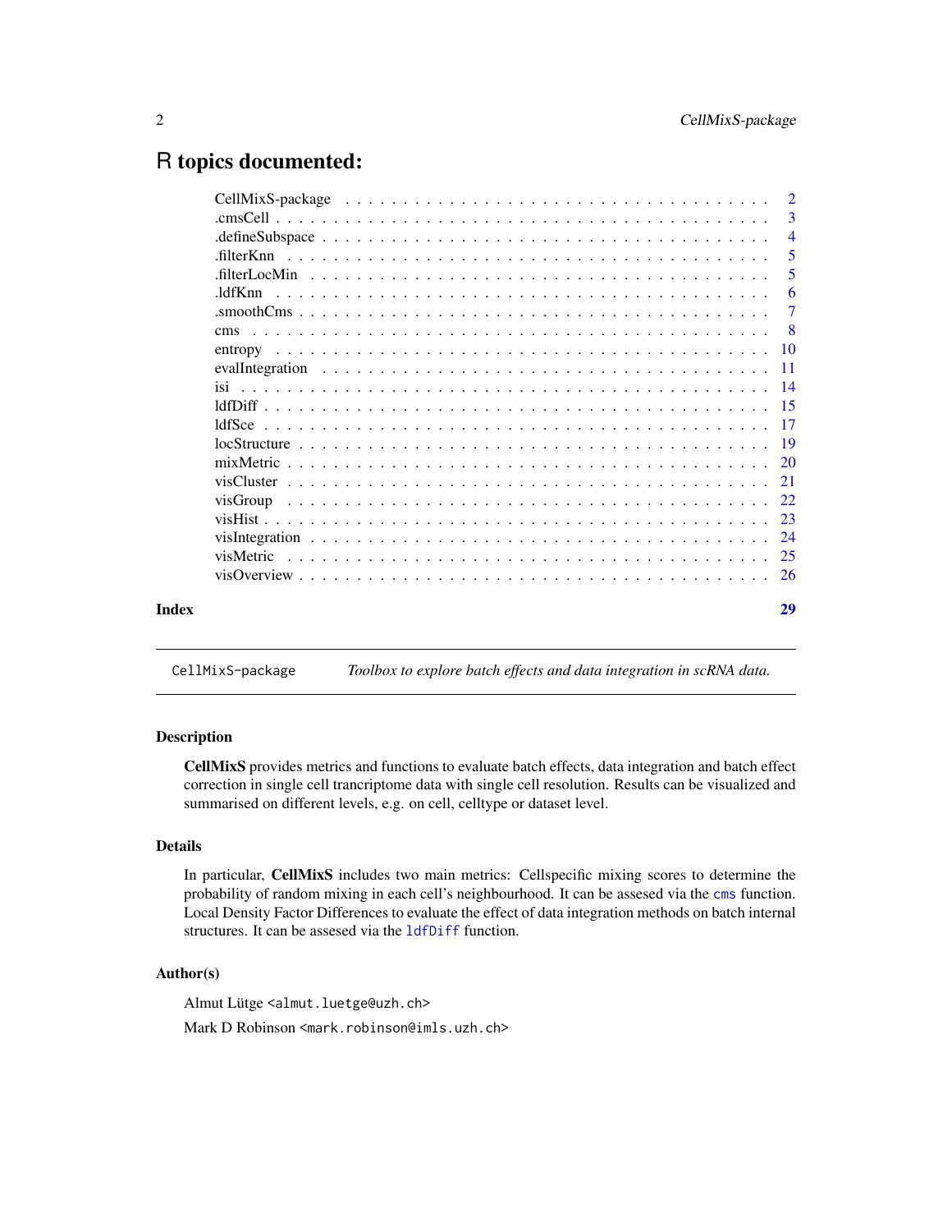# R topics documented:

| | |
|---|---|
| CellMixS-package | 2 |
| .cmsCell | 3 |
| .defineSubspace | 4 |
| .filterKnn | 5 |
| .filterLocMin | 5 |
| .ldfKnn | 6 |
| .smoothCms | 7 |
| cms | 8 |
| entropy | 10 |
| evalIntegration | 11 |
| isi | 14 |
| ldfDiff | 15 |
| ldfSce | 17 |
| locStructure | 19 |
| mixMetric | 20 |
| visCluster | 21 |
| visGroup | 22 |
| visHist | 23 |
| visIntegration | 24 |
| visMetric | 25 |
| visOverview | 26 |
| **Index** | **29** |

---

`CellMixS-package` *Toolbox to explore batch effects and data integration in scRNA data.*

---

### Description

**CellMixS** provides metrics and functions to evaluate batch effects, data integration and batch effect correction in single cell trancriptome data with single cell resolution. Results can be visualized and summarised on different levels, e.g. on cell, celltype or dataset level.

### Details

In particular, **CellMixS** includes two main metrics: Cellspecific mixing scores to determine the probability of random mixing in each cell's neighbourhood. It can be assesed via the `cms` function. Local Density Factor Differences to evaluate the effect of data integration methods on batch internal structures. It can be assesed via the `ldfDiff` function.

### Author(s)

Almut Lütge <almut.luetge@uzh.ch>

Mark D Robinson <mark.robinson@imls.uzh.ch>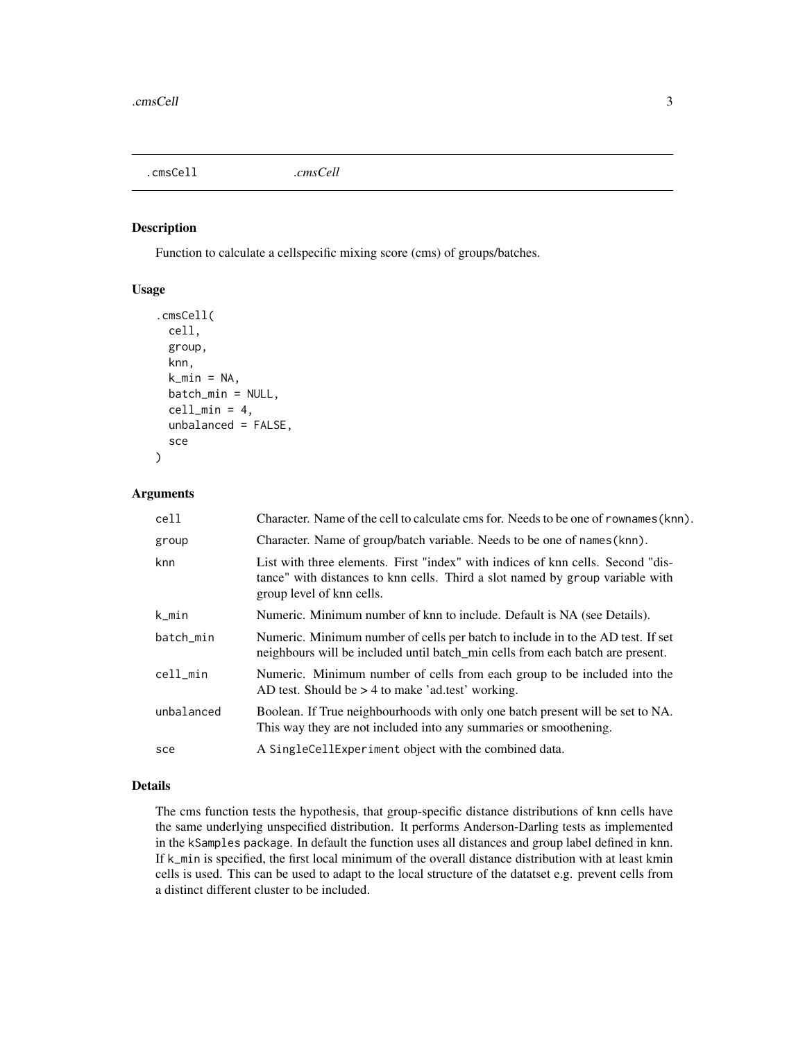## .cmsCell *.cmsCell*

### Description

Function to calculate a cellspecific mixing score (cms) of groups/batches.

### Usage

```
.cmsCell(
  cell,
  group,
  knn,
  k_min = NA,
  batch_min = NULL,
  cell_min = 4,
  unbalanced = FALSE,
  sce
)
```

### Arguments

| | |
|---|---|
| cell | Character. Name of the cell to calculate cms for. Needs to be one of `rownames(knn)`. |
| group | Character. Name of group/batch variable. Needs to be one of `names(knn)`. |
| knn | List with three elements. First "index" with indices of knn cells. Second "distance" with distances to knn cells. Third a slot named by `group` variable with group level of knn cells. |
| k_min | Numeric. Minimum number of knn to include. Default is NA (see Details). |
| batch_min | Numeric. Minimum number of cells per batch to include in to the AD test. If set neighbours will be included until batch_min cells from each batch are present. |
| cell_min | Numeric. Minimum number of cells from each group to be included into the AD test. Should be > 4 to make 'ad.test' working. |
| unbalanced | Boolean. If True neighbourhoods with only one batch present will be set to NA. This way they are not included into any summaries or smoothening. |
| sce | A `SingleCellExperiment` object with the combined data. |

### Details

The cms function tests the hypothesis, that group-specific distance distributions of knn cells have the same underlying unspecified distribution. It performs Anderson-Darling tests as implemented in the `kSamples` package. In default the function uses all distances and group label defined in knn. If k_min is specified, the first local minimum of the overall distance distribution with at least kmin cells is used. This can be used to adapt to the local structure of the datatset e.g. prevent cells from a distinct different cluster to be included.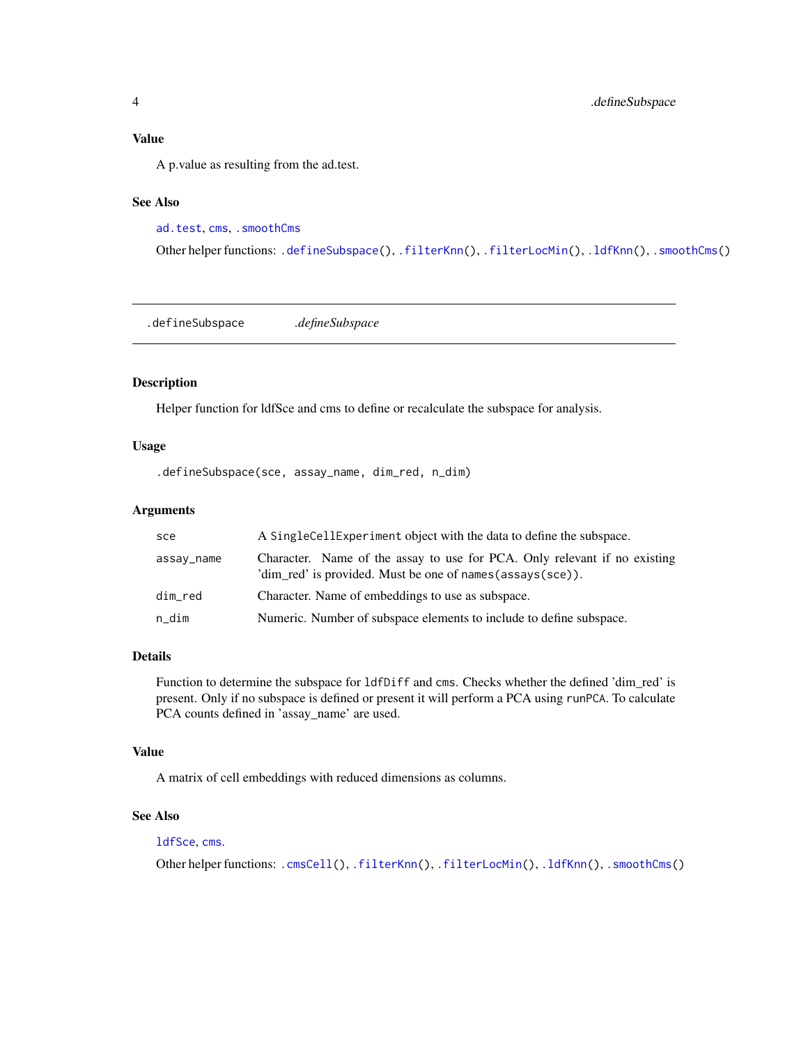### Value

A p.value as resulting from the ad.test.

### See Also

`ad.test`, `cms`, `.smoothCms`

Other helper functions: `.defineSubspace()`, `.filterKnn()`, `.filterLocMin()`, `.ldfKnn()`, `.smoothCms()`

---

## .defineSubspace *.defineSubspace*

---

### Description

Helper function for ldfSce and cms to define or recalculate the subspace for analysis.

### Usage

```
.defineSubspace(sce, assay_name, dim_red, n_dim)
```

### Arguments

| | |
|---|---|
| `sce` | A `SingleCellExperiment` object with the data to define the subspace. |
| `assay_name` | Character. Name of the assay to use for PCA. Only relevant if no existing 'dim_red' is provided. Must be one of `names(assays(sce))`. |
| `dim_red` | Character. Name of embeddings to use as subspace. |
| `n_dim` | Numeric. Number of subspace elements to include to define subspace. |

### Details

Function to determine the subspace for `ldfDiff` and `cms`. Checks whether the defined 'dim_red' is present. Only if no subspace is defined or present it will perform a PCA using `runPCA`. To calculate PCA counts defined in 'assay_name' are used.

### Value

A matrix of cell embeddings with reduced dimensions as columns.

### See Also

`ldfSce`, `cms`.

Other helper functions: `.cmsCell()`, `.filterKnn()`, `.filterLocMin()`, `.ldfKnn()`, `.smoothCms()`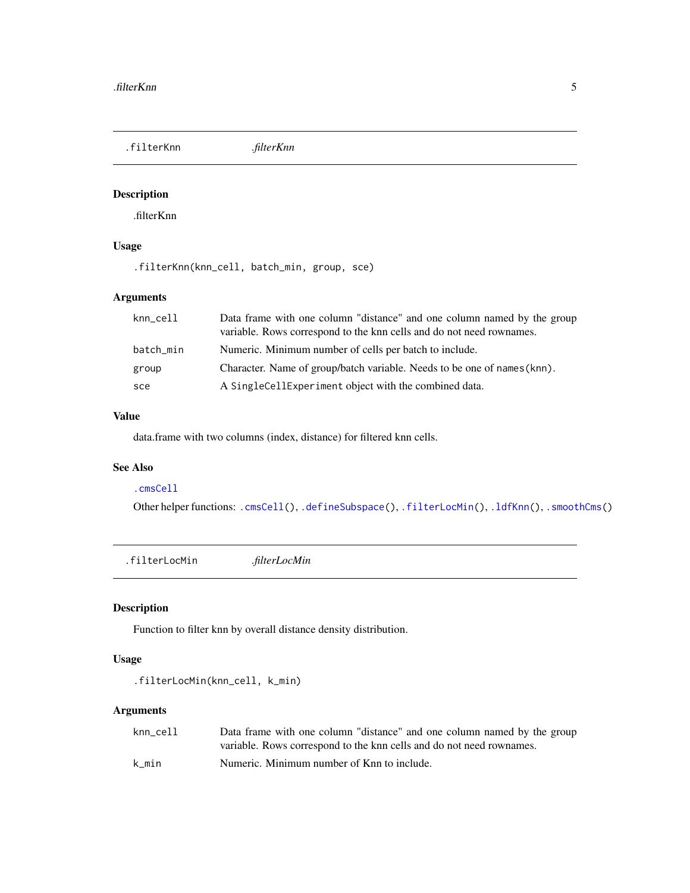## .filterKnn *.filterKnn*

### Description

.filterKnn

### Usage

```
.filterKnn(knn_cell, batch_min, group, sce)
```

### Arguments

| | |
|---|---|
| knn_cell | Data frame with one column "distance" and one column named by the group variable. Rows correspond to the knn cells and do not need rownames. |
| batch_min | Numeric. Minimum number of cells per batch to include. |
| group | Character. Name of group/batch variable. Needs to be one of `names(knn)`. |
| sce | A `SingleCellExperiment` object with the combined data. |

### Value

data.frame with two columns (index, distance) for filtered knn cells.

### See Also

`.cmsCell`

Other helper functions: `.cmsCell()`, `.defineSubspace()`, `.filterLocMin()`, `.ldfKnn()`, `.smoothCms()`

## .filterLocMin *.filterLocMin*

### Description

Function to filter knn by overall distance density distribution.

### Usage

```
.filterLocMin(knn_cell, k_min)
```

### Arguments

| | |
|---|---|
| knn_cell | Data frame with one column "distance" and one column named by the group variable. Rows correspond to the knn cells and do not need rownames. |
| k_min | Numeric. Minimum number of Knn to include. |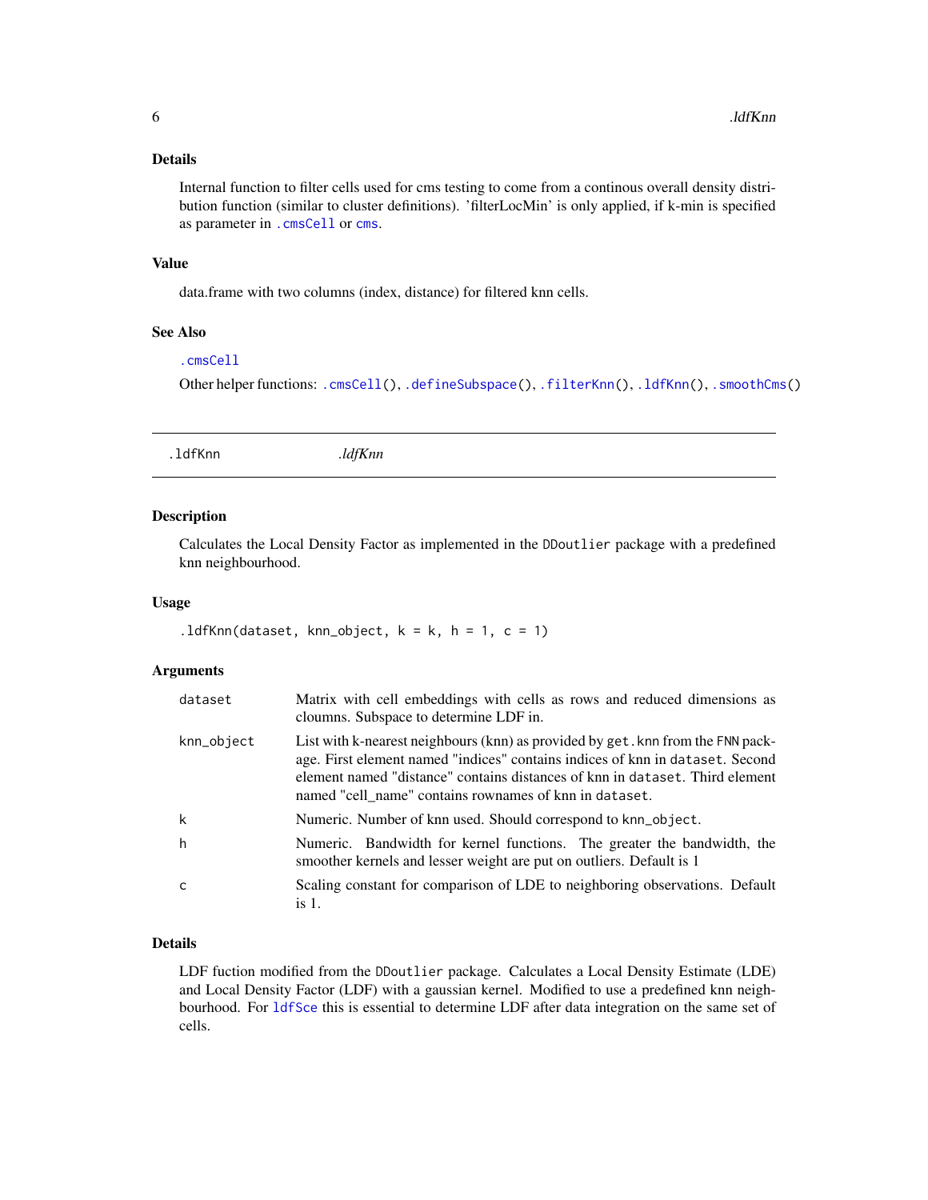### Details

Internal function to filter cells used for cms testing to come from a continous overall density distribution function (similar to cluster definitions). 'filterLocMin' is only applied, if k-min is specified as parameter in `.cmsCell` or `cms`.

### Value

data.frame with two columns (index, distance) for filtered knn cells.

### See Also

`.cmsCell`

Other helper functions: `.cmsCell()`, `.defineSubspace()`, `.filterKnn()`, `.ldfKnn()`, `.smoothCms()`

---

## .ldfKnn *.ldfKnn*

---

### Description

Calculates the Local Density Factor as implemented in the `DDoutlier` package with a predefined knn neighbourhood.

### Usage

```
.ldfKnn(dataset, knn_object, k = k, h = 1, c = 1)
```

### Arguments

| | |
|---|---|
| `dataset` | Matrix with cell embeddings with cells as rows and reduced dimensions as cloumns. Subspace to determine LDF in. |
| `knn_object` | List with k-nearest neighbours (knn) as provided by `get.knn` from the `FNN` package. First element named "indices" contains indices of knn in `dataset`. Second element named "distance" contains distances of knn in `dataset`. Third element named "cell_name" contains rownames of knn in `dataset`. |
| `k` | Numeric. Number of knn used. Should correspond to `knn_object`. |
| `h` | Numeric. Bandwidth for kernel functions. The greater the bandwidth, the smoother kernels and lesser weight are put on outliers. Default is 1 |
| `c` | Scaling constant for comparison of LDE to neighboring observations. Default is 1. |

### Details

LDF fuction modified from the `DDoutlier` package. Calculates a Local Density Estimate (LDE) and Local Density Factor (LDF) with a gaussian kernel. Modified to use a predefined knn neighbourhood. For `ldfSce` this is essential to determine LDF after data integration on the same set of cells.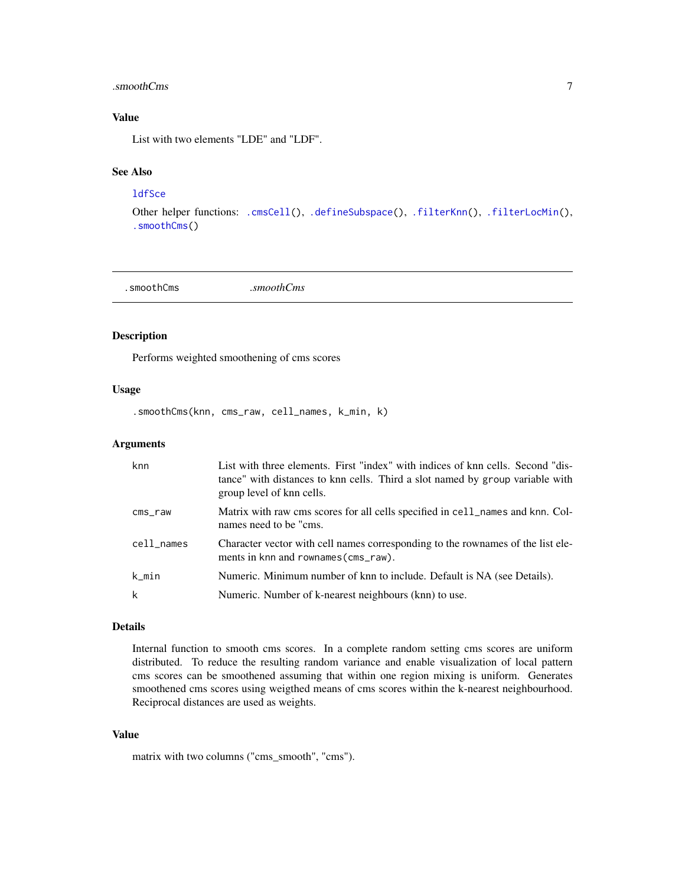### Value

List with two elements "LDE" and "LDF".

### See Also

`ldfSce`

Other helper functions: `.cmsCell()`, `.defineSubspace()`, `.filterKnn()`, `.filterLocMin()`, `.smoothCms()`

---

## .smoothCms &nbsp;&nbsp;&nbsp;&nbsp; *.smoothCms*

---

### Description

Performs weighted smoothening of cms scores

### Usage

```
.smoothCms(knn, cms_raw, cell_names, k_min, k)
```

### Arguments

| | |
|---|---|
| `knn` | List with three elements. First "index" with indices of knn cells. Second "distance" with distances to knn cells. Third a slot named by `group` variable with group level of knn cells. |
| `cms_raw` | Matrix with raw cms scores for all cells specified in `cell_names` and `knn`. Colnames need to be "cms. |
| `cell_names` | Character vector with cell names corresponding to the rownames of the list elements in `knn` and `rownames(cms_raw)`. |
| `k_min` | Numeric. Minimum number of knn to include. Default is NA (see Details). |
| `k` | Numeric. Number of k-nearest neighbours (knn) to use. |

### Details

Internal function to smooth cms scores. In a complete random setting cms scores are uniform distributed. To reduce the resulting random variance and enable visualization of local pattern cms scores can be smoothened assuming that within one region mixing is uniform. Generates smoothened cms scores using weigthed means of cms scores within the k-nearest neighbourhood. Reciprocal distances are used as weights.

### Value

matrix with two columns ("cms_smooth", "cms").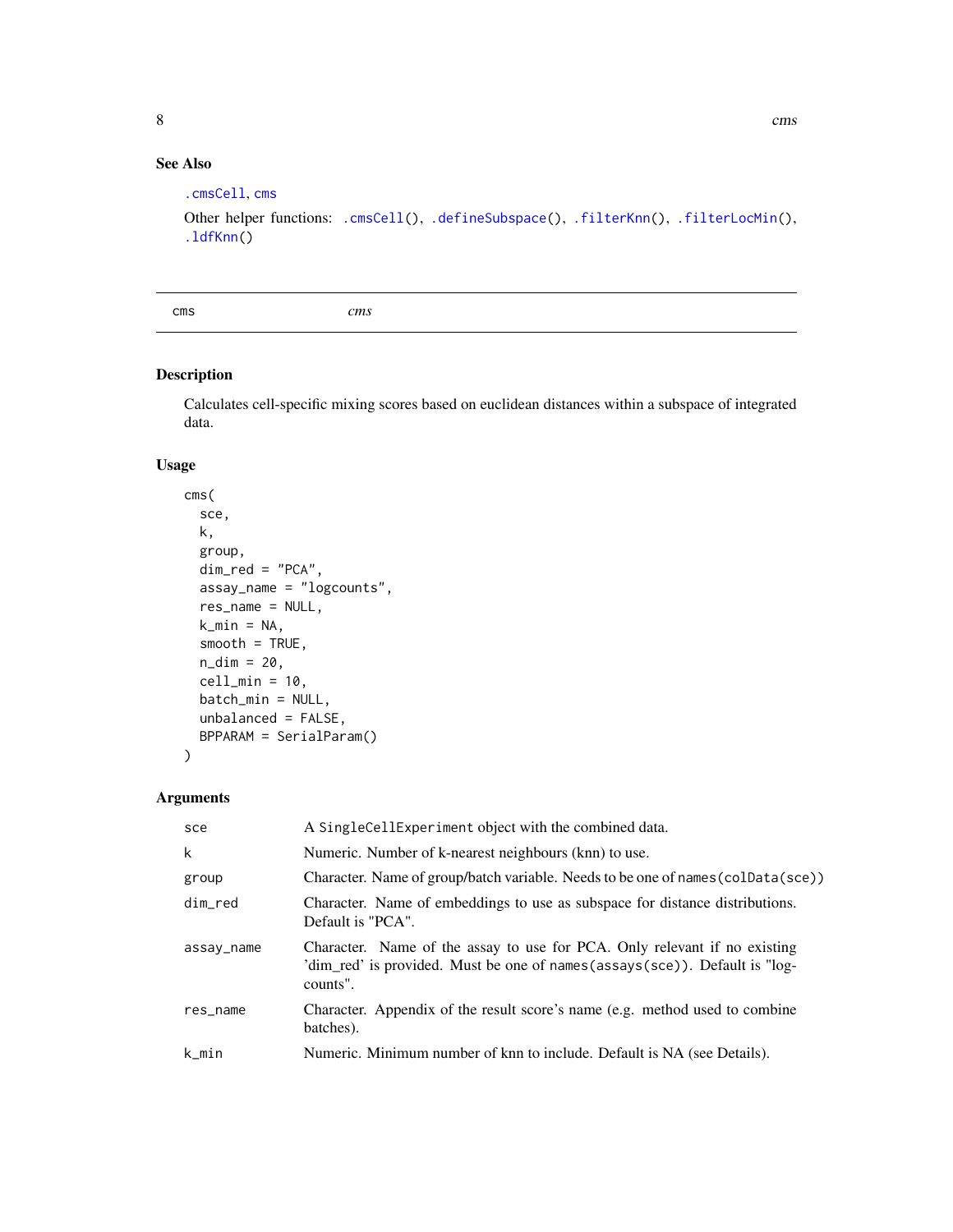### See Also

`.cmsCell`, `cms`

Other helper functions: `.cmsCell()`, `.defineSubspace()`, `.filterKnn()`, `.filterLocMin()`, `.ldfKnn()`

---

## cms — *cms*

---

### Description

Calculates cell-specific mixing scores based on euclidean distances within a subspace of integrated data.

### Usage

```
cms(
  sce,
  k,
  group,
  dim_red = "PCA",
  assay_name = "logcounts",
  res_name = NULL,
  k_min = NA,
  smooth = TRUE,
  n_dim = 20,
  cell_min = 10,
  batch_min = NULL,
  unbalanced = FALSE,
  BPPARAM = SerialParam()
)
```

### Arguments

| | |
|---|---|
| `sce` | A `SingleCellExperiment` object with the combined data. |
| `k` | Numeric. Number of k-nearest neighbours (knn) to use. |
| `group` | Character. Name of group/batch variable. Needs to be one of `names(colData(sce))` |
| `dim_red` | Character. Name of embeddings to use as subspace for distance distributions. Default is "PCA". |
| `assay_name` | Character. Name of the assay to use for PCA. Only relevant if no existing 'dim_red' is provided. Must be one of `names(assays(sce))`. Default is "logcounts". |
| `res_name` | Character. Appendix of the result score's name (e.g. method used to combine batches). |
| `k_min` | Numeric. Minimum number of knn to include. Default is NA (see Details). |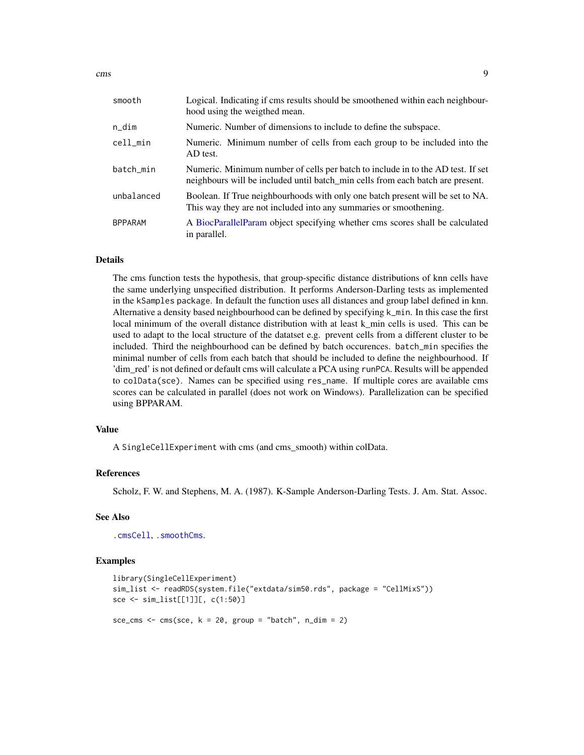| | |
|---|---|
| smooth | Logical. Indicating if cms results should be smoothened within each neighbourhood using the weigthed mean. |
| n_dim | Numeric. Number of dimensions to include to define the subspace. |
| cell_min | Numeric. Minimum number of cells from each group to be included into the AD test. |
| batch_min | Numeric. Minimum number of cells per batch to include in to the AD test. If set neighbours will be included until batch_min cells from each batch are present. |
| unbalanced | Boolean. If True neighbourhoods with only one batch present will be set to NA. This way they are not included into any summaries or smoothening. |
| BPPARAM | A BiocParallelParam object specifying whether cms scores shall be calculated in parallel. |

## Details

The cms function tests the hypothesis, that group-specific distance distributions of knn cells have the same underlying unspecified distribution. It performs Anderson-Darling tests as implemented in the `kSamples` package. In default the function uses all distances and group label defined in knn. Alternative a density based neighbourhood can be defined by specifying `k_min`. In this case the first local minimum of the overall distance distribution with at least k_min cells is used. This can be used to adapt to the local structure of the datatset e.g. prevent cells from a different cluster to be included. Third the neighbourhood can be defined by batch occurences. `batch_min` specifies the minimal number of cells from each batch that should be included to define the neighbourhood. If 'dim_red' is not defined or default cms will calculate a PCA using `runPCA`. Results will be appended to `colData(sce)`. Names can be specified using `res_name`. If multiple cores are available cms scores can be calculated in parallel (does not work on Windows). Parallelization can be specified using BPPARAM.

## Value

A `SingleCellExperiment` with cms (and cms_smooth) within colData.

## References

Scholz, F. W. and Stephens, M. A. (1987). K-Sample Anderson-Darling Tests. J. Am. Stat. Assoc.

## See Also

`.cmsCell`, `.smoothCms`.

## Examples

```
library(SingleCellExperiment)
sim_list <- readRDS(system.file("extdata/sim50.rds", package = "CellMixS"))
sce <- sim_list[[1]][, c(1:50)]

sce_cms <- cms(sce, k = 20, group = "batch", n_dim = 2)
```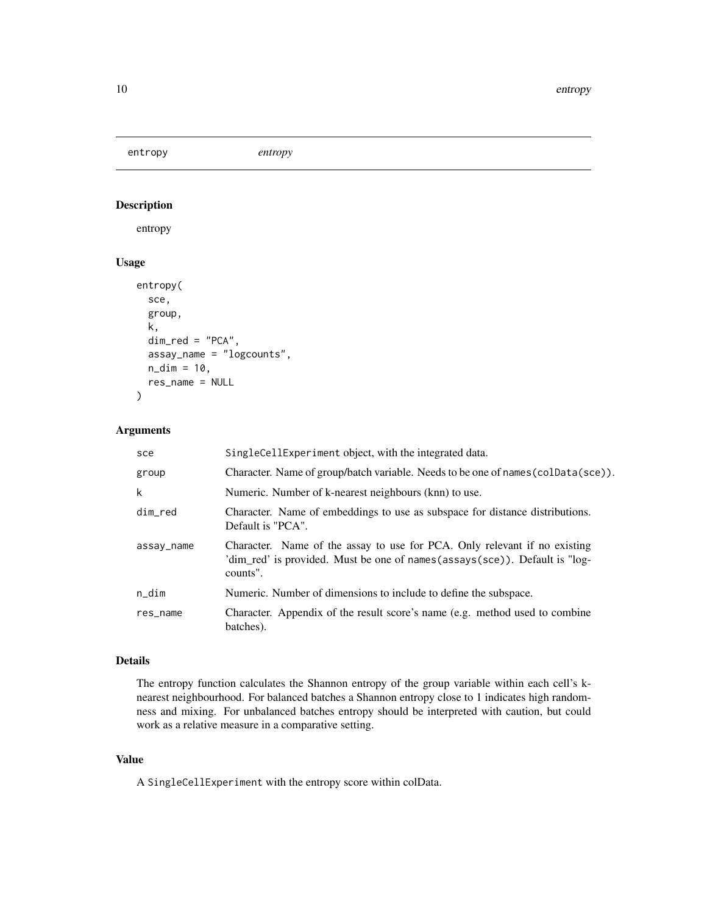entropy *entropy*

## Description

entropy

## Usage

```
entropy(
  sce,
  group,
  k,
  dim_red = "PCA",
  assay_name = "logcounts",
  n_dim = 10,
  res_name = NULL
)
```

## Arguments

| | |
|---|---|
| sce | SingleCellExperiment object, with the integrated data. |
| group | Character. Name of group/batch variable. Needs to be one of names(colData(sce)). |
| k | Numeric. Number of k-nearest neighbours (knn) to use. |
| dim_red | Character. Name of embeddings to use as subspace for distance distributions. Default is "PCA". |
| assay_name | Character. Name of the assay to use for PCA. Only relevant if no existing 'dim_red' is provided. Must be one of names(assays(sce)). Default is "logcounts". |
| n_dim | Numeric. Number of dimensions to include to define the subspace. |
| res_name | Character. Appendix of the result score's name (e.g. method used to combine batches). |

## Details

The entropy function calculates the Shannon entropy of the group variable within each cell's k-nearest neighbourhood. For balanced batches a Shannon entropy close to 1 indicates high randomness and mixing. For unbalanced batches entropy should be interpreted with caution, but could work as a relative measure in a comparative setting.

## Value

A SingleCellExperiment with the entropy score within colData.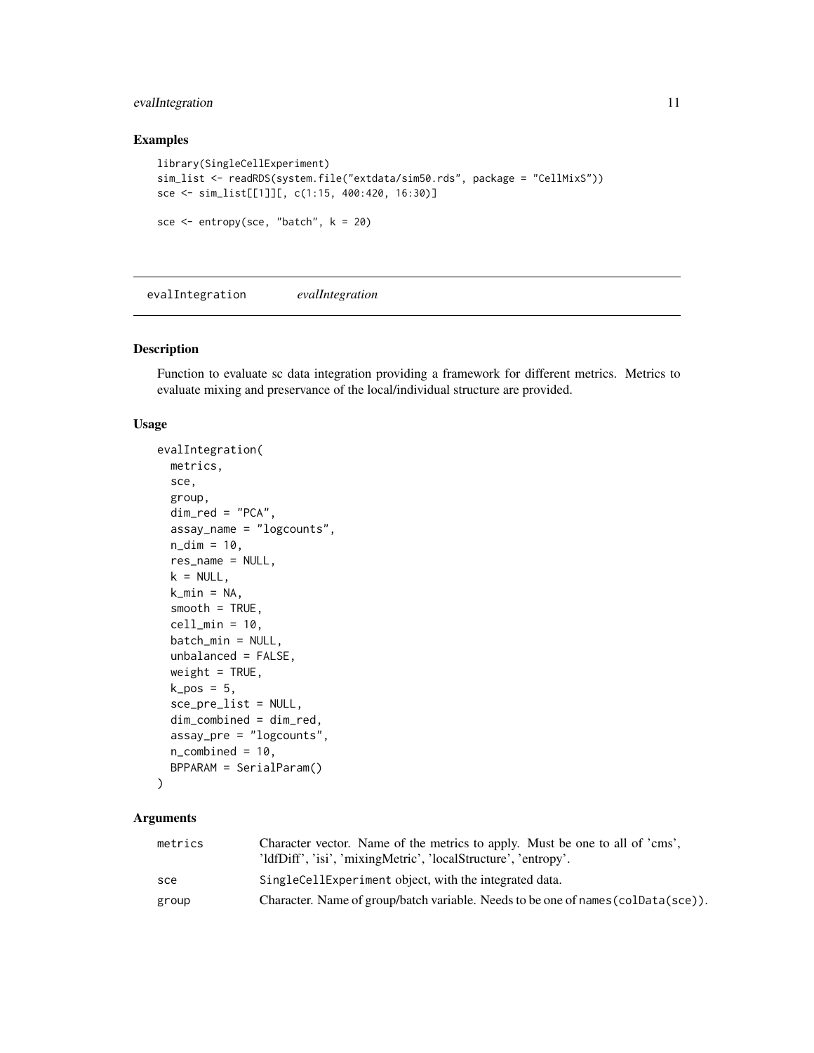## Examples

```
library(SingleCellExperiment)
sim_list <- readRDS(system.file("extdata/sim50.rds", package = "CellMixS"))
sce <- sim_list[[1]][, c(1:15, 400:420, 16:30)]

sce <- entropy(sce, "batch", k = 20)
```

---

# evalIntegration *evalIntegration*

---

## Description

Function to evaluate sc data integration providing a framework for different metrics. Metrics to evaluate mixing and preservance of the local/individual structure are provided.

## Usage

```
evalIntegration(
  metrics,
  sce,
  group,
  dim_red = "PCA",
  assay_name = "logcounts",
  n_dim = 10,
  res_name = NULL,
  k = NULL,
  k_min = NA,
  smooth = TRUE,
  cell_min = 10,
  batch_min = NULL,
  unbalanced = FALSE,
  weight = TRUE,
  k_pos = 5,
  sce_pre_list = NULL,
  dim_combined = dim_red,
  assay_pre = "logcounts",
  n_combined = 10,
  BPPARAM = SerialParam()
)
```

## Arguments

| | |
|---|---|
| metrics | Character vector. Name of the metrics to apply. Must be one to all of 'cms', 'ldfDiff', 'isi', 'mixingMetric', 'localStructure', 'entropy'. |
| sce | `SingleCellExperiment` object, with the integrated data. |
| group | Character. Name of group/batch variable. Needs to be one of `names(colData(sce))`. |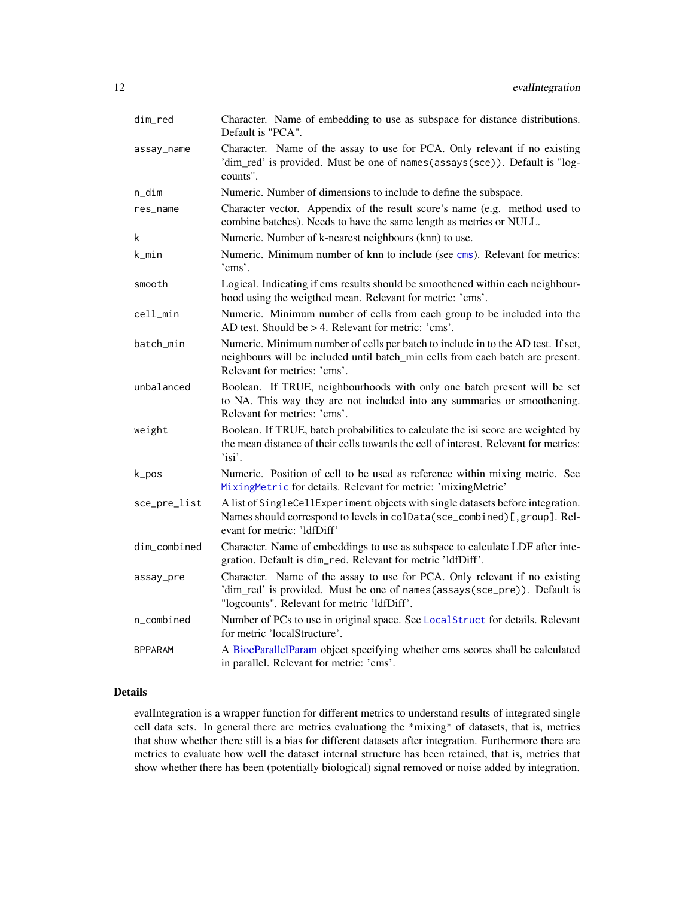| | |
|---|---|
| `dim_red` | Character. Name of embedding to use as subspace for distance distributions. Default is "PCA". |
| `assay_name` | Character. Name of the assay to use for PCA. Only relevant if no existing 'dim_red' is provided. Must be one of `names(assays(sce))`. Default is "logcounts". |
| `n_dim` | Numeric. Number of dimensions to include to define the subspace. |
| `res_name` | Character vector. Appendix of the result score's name (e.g. method used to combine batches). Needs to have the same length as metrics or NULL. |
| `k` | Numeric. Number of k-nearest neighbours (knn) to use. |
| `k_min` | Numeric. Minimum number of knn to include (see `cms`). Relevant for metrics: 'cms'. |
| `smooth` | Logical. Indicating if cms results should be smoothened within each neighbourhood using the weigthed mean. Relevant for metric: 'cms'. |
| `cell_min` | Numeric. Minimum number of cells from each group to be included into the AD test. Should be > 4. Relevant for metric: 'cms'. |
| `batch_min` | Numeric. Minimum number of cells per batch to include in to the AD test. If set, neighbours will be included until batch_min cells from each batch are present. Relevant for metrics: 'cms'. |
| `unbalanced` | Boolean. If TRUE, neighbourhoods with only one batch present will be set to NA. This way they are not included into any summaries or smoothening. Relevant for metrics: 'cms'. |
| `weight` | Boolean. If TRUE, batch probabilities to calculate the isi score are weighted by the mean distance of their cells towards the cell of interest. Relevant for metrics: 'isi'. |
| `k_pos` | Numeric. Position of cell to be used as reference within mixing metric. See `MixingMetric` for details. Relevant for metric: 'mixingMetric' |
| `sce_pre_list` | A list of `SingleCellExperiment` objects with single datasets before integration. Names should correspond to levels in `colData(sce_combined)[,group]`. Relevant for metric: 'ldfDiff' |
| `dim_combined` | Character. Name of embeddings to use as subspace to calculate LDF after integration. Default is `dim_red`. Relevant for metric 'ldfDiff'. |
| `assay_pre` | Character. Name of the assay to use for PCA. Only relevant if no existing 'dim_red' is provided. Must be one of `names(assays(sce_pre))`. Default is "logcounts". Relevant for metric 'ldfDiff'. |
| `n_combined` | Number of PCs to use in original space. See `LocalStruct` for details. Relevant for metric 'localStructure'. |
| `BPPARAM` | A BiocParallelParam object specifying whether cms scores shall be calculated in parallel. Relevant for metric: 'cms'. |

## Details

evalIntegration is a wrapper function for different metrics to understand results of integrated single cell data sets. In general there are metrics evaluationg the *mixing* of datasets, that is, metrics that show whether there still is a bias for different datasets after integration. Furthermore there are metrics to evaluate how well the dataset internal structure has been retained, that is, metrics that show whether there has been (potentially biological) signal removed or noise added by integration.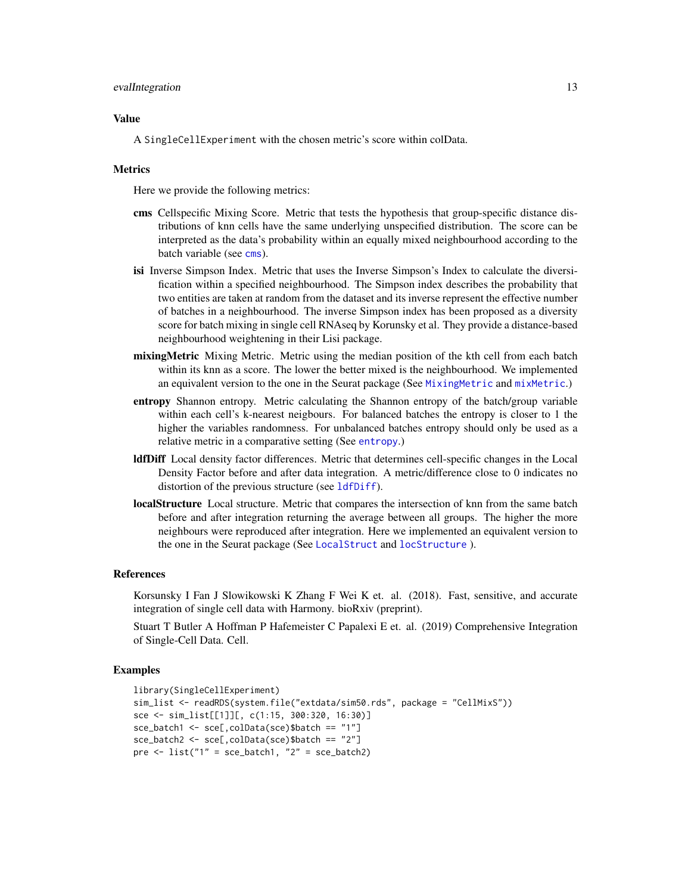## Value

A `SingleCellExperiment` with the chosen metric's score within colData.

## Metrics

Here we provide the following metrics:

**cms** Cellspecific Mixing Score. Metric that tests the hypothesis that group-specific distance distributions of knn cells have the same underlying unspecified distribution. The score can be interpreted as the data's probability within an equally mixed neighbourhood according to the batch variable (see `cms`).

**isi** Inverse Simpson Index. Metric that uses the Inverse Simpson's Index to calculate the diversification within a specified neighbourhood. The Simpson index describes the probability that two entities are taken at random from the dataset and its inverse represent the effective number of batches in a neighbourhood. The inverse Simpson index has been proposed as a diversity score for batch mixing in single cell RNAseq by Korunsky et al. They provide a distance-based neighbourhood weightening in their Lisi package.

**mixingMetric** Mixing Metric. Metric using the median position of the kth cell from each batch within its knn as a score. The lower the better mixed is the neighbourhood. We implemented an equivalent version to the one in the Seurat package (See `MixingMetric` and `mixMetric`.)

**entropy** Shannon entropy. Metric calculating the Shannon entropy of the batch/group variable within each cell's k-nearest neigbours. For balanced batches the entropy is closer to 1 the higher the variables randomness. For unbalanced batches entropy should only be used as a relative metric in a comparative setting (See `entropy`.)

**ldfDiff** Local density factor differences. Metric that determines cell-specific changes in the Local Density Factor before and after data integration. A metric/difference close to 0 indicates no distortion of the previous structure (see `ldfDiff`).

**localStructure** Local structure. Metric that compares the intersection of knn from the same batch before and after integration returning the average between all groups. The higher the more neighbours were reproduced after integration. Here we implemented an equivalent version to the one in the Seurat package (See `LocalStruct` and `locStructure` ).

## References

Korsunsky I Fan J Slowikowski K Zhang F Wei K et. al. (2018). Fast, sensitive, and accurate integration of single cell data with Harmony. bioRxiv (preprint).

Stuart T Butler A Hoffman P Hafemeister C Papalexi E et. al. (2019) Comprehensive Integration of Single-Cell Data. Cell.

## Examples

```
library(SingleCellExperiment)
sim_list <- readRDS(system.file("extdata/sim50.rds", package = "CellMixS"))
sce <- sim_list[[1]][, c(1:15, 300:320, 16:30)]
sce_batch1 <- sce[,colData(sce)$batch == "1"]
sce_batch2 <- sce[,colData(sce)$batch == "2"]
pre <- list("1" = sce_batch1, "2" = sce_batch2)
```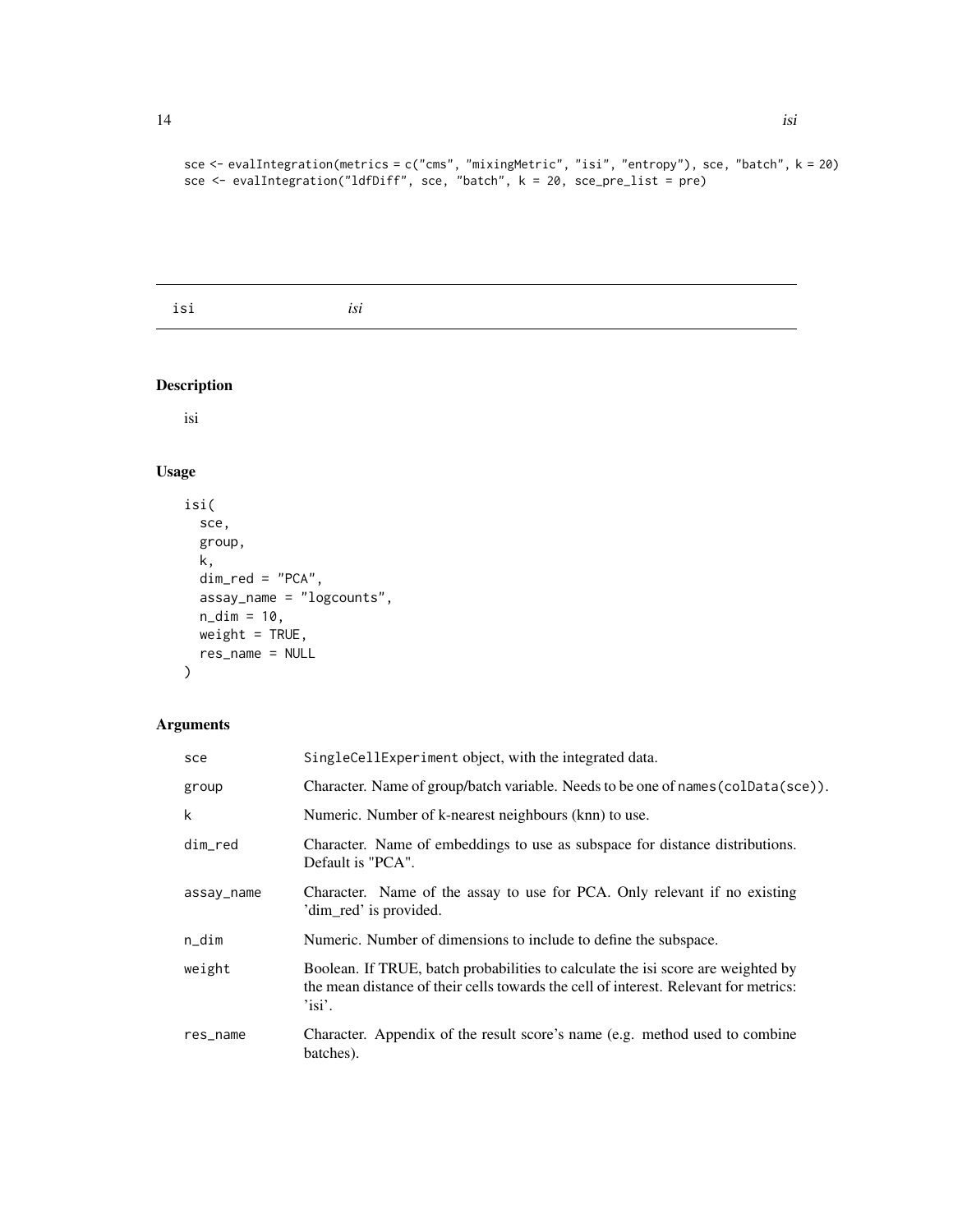```
sce <- evalIntegration(metrics = c("cms", "mixingMetric", "isi", "entropy"), sce, "batch", k = 20)
sce <- evalIntegration("ldfDiff", sce, "batch", k = 20, sce_pre_list = pre)
```

## isi *isi*

### Description

isi

### Usage

```
isi(
  sce,
  group,
  k,
  dim_red = "PCA",
  assay_name = "logcounts",
  n_dim = 10,
  weight = TRUE,
  res_name = NULL
)
```

### Arguments

| | |
|---|---|
| sce | SingleCellExperiment object, with the integrated data. |
| group | Character. Name of group/batch variable. Needs to be one of names(colData(sce)). |
| k | Numeric. Number of k-nearest neighbours (knn) to use. |
| dim_red | Character. Name of embeddings to use as subspace for distance distributions. Default is "PCA". |
| assay_name | Character. Name of the assay to use for PCA. Only relevant if no existing 'dim_red' is provided. |
| n_dim | Numeric. Number of dimensions to include to define the subspace. |
| weight | Boolean. If TRUE, batch probabilities to calculate the isi score are weighted by the mean distance of their cells towards the cell of interest. Relevant for metrics: 'isi'. |
| res_name | Character. Appendix of the result score's name (e.g. method used to combine batches). |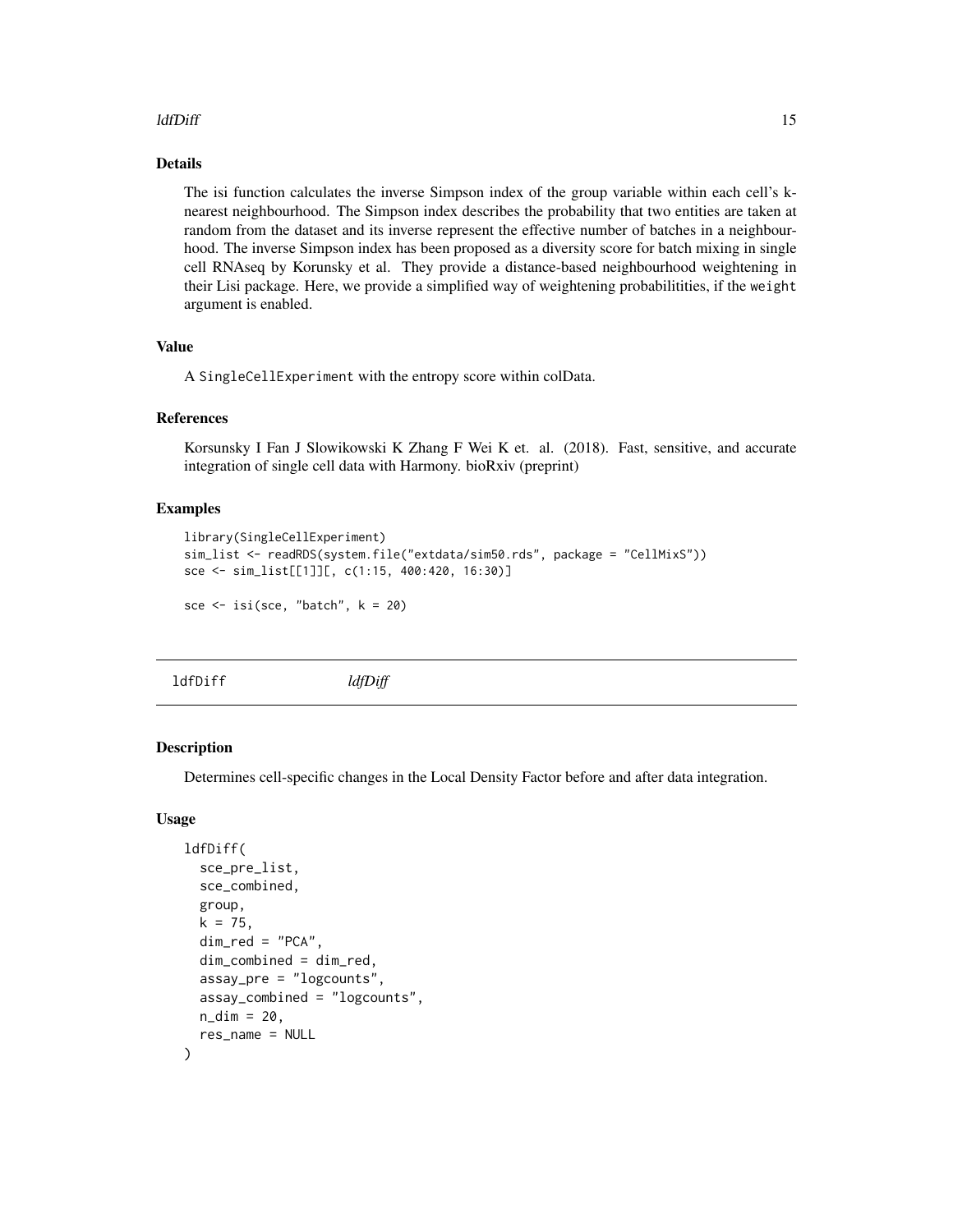### Details

The isi function calculates the inverse Simpson index of the group variable within each cell's k-nearest neighbourhood. The Simpson index describes the probability that two entities are taken at random from the dataset and its inverse represent the effective number of batches in a neighbourhood. The inverse Simpson index has been proposed as a diversity score for batch mixing in single cell RNAseq by Korunsky et al. They provide a distance-based neighbourhood weightening in their Lisi package. Here, we provide a simplified way of weightening probabilitities, if the `weight` argument is enabled.

### Value

A `SingleCellExperiment` with the entropy score within colData.

### References

Korsunsky I Fan J Slowikowski K Zhang F Wei K et. al. (2018). Fast, sensitive, and accurate integration of single cell data with Harmony. bioRxiv (preprint)

### Examples

```
library(SingleCellExperiment)
sim_list <- readRDS(system.file("extdata/sim50.rds", package = "CellMixS"))
sce <- sim_list[[1]][, c(1:15, 400:420, 16:30)]

sce <- isi(sce, "batch", k = 20)
```

---

## ldfDiff *ldfDiff*

### Description

Determines cell-specific changes in the Local Density Factor before and after data integration.

### Usage

```
ldfDiff(
  sce_pre_list,
  sce_combined,
  group,
  k = 75,
  dim_red = "PCA",
  dim_combined = dim_red,
  assay_pre = "logcounts",
  assay_combined = "logcounts",
  n_dim = 20,
  res_name = NULL
)
```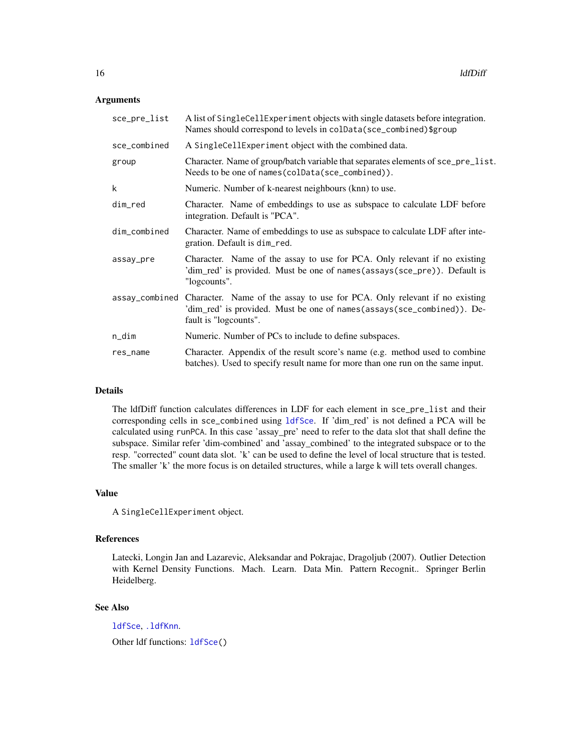## Arguments

| | |
|---|---|
| sce_pre_list | A list of `SingleCellExperiment` objects with single datasets before integration. Names should correspond to levels in `colData(sce_combined)$group` |
| sce_combined | A `SingleCellExperiment` object with the combined data. |
| group | Character. Name of group/batch variable that separates elements of `sce_pre_list`. Needs to be one of `names(colData(sce_combined))`. |
| k | Numeric. Number of k-nearest neighbours (knn) to use. |
| dim_red | Character. Name of embeddings to use as subspace to calculate LDF before integration. Default is "PCA". |
| dim_combined | Character. Name of embeddings to use as subspace to calculate LDF after integration. Default is `dim_red`. |
| assay_pre | Character. Name of the assay to use for PCA. Only relevant if no existing 'dim_red' is provided. Must be one of `names(assays(sce_pre))`. Default is "logcounts". |
| assay_combined | Character. Name of the assay to use for PCA. Only relevant if no existing 'dim_red' is provided. Must be one of `names(assays(sce_combined))`. Default is "logcounts". |
| n_dim | Numeric. Number of PCs to include to define subspaces. |
| res_name | Character. Appendix of the result score's name (e.g. method used to combine batches). Used to specify result name for more than one run on the same input. |

## Details

The ldfDiff function calculates differences in LDF for each element in `sce_pre_list` and their corresponding cells in `sce_combined` using `ldfSce`. If 'dim_red' is not defined a PCA will be calculated using `runPCA`. In this case 'assay_pre' need to refer to the data slot that shall define the subspace. Similar refer 'dim-combined' and 'assay_combined' to the integrated subspace or to the resp. "corrected" count data slot. 'k' can be used to define the level of local structure that is tested. The smaller 'k' the more focus is on detailed structures, while a large k will tets overall changes.

## Value

A `SingleCellExperiment` object.

## References

Latecki, Longin Jan and Lazarevic, Aleksandar and Pokrajac, Dragoljub (2007). Outlier Detection with Kernel Density Functions. Mach. Learn. Data Min. Pattern Recognit.. Springer Berlin Heidelberg.

## See Also

`ldfSce`, `.ldfKnn`.

Other ldf functions: `ldfSce()`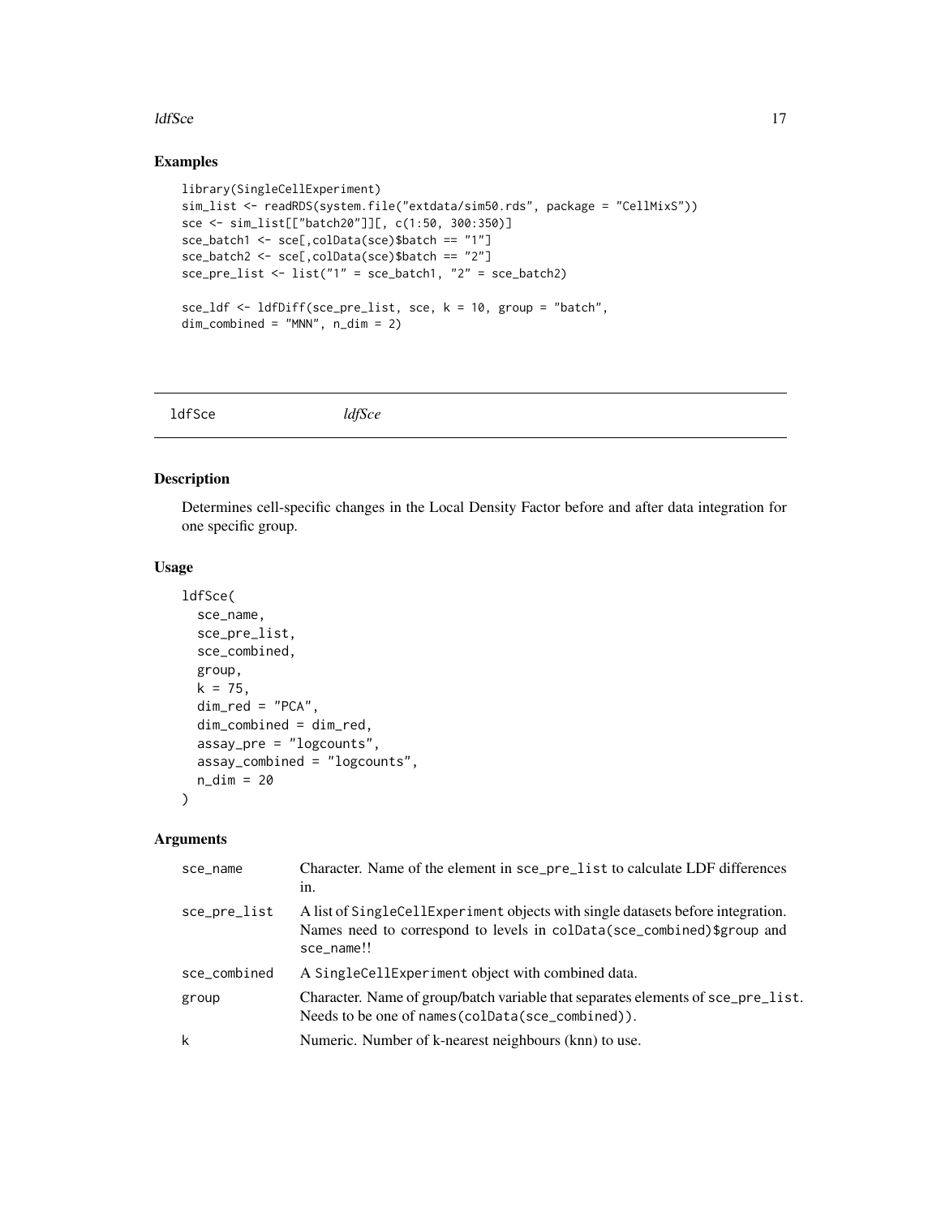## Examples

```
library(SingleCellExperiment)
sim_list <- readRDS(system.file("extdata/sim50.rds", package = "CellMixS"))
sce <- sim_list[["batch20"]][, c(1:50, 300:350)]
sce_batch1 <- sce[,colData(sce)$batch == "1"]
sce_batch2 <- sce[,colData(sce)$batch == "2"]
sce_pre_list <- list("1" = sce_batch1, "2" = sce_batch2)

sce_ldf <- ldfDiff(sce_pre_list, sce, k = 10, group = "batch",
dim_combined = "MNN", n_dim = 2)
```

---

# ldfSce *ldfSce*

## Description

Determines cell-specific changes in the Local Density Factor before and after data integration for one specific group.

## Usage

```
ldfSce(
  sce_name,
  sce_pre_list,
  sce_combined,
  group,
  k = 75,
  dim_red = "PCA",
  dim_combined = dim_red,
  assay_pre = "logcounts",
  assay_combined = "logcounts",
  n_dim = 20
)
```

## Arguments

| | |
|---|---|
| sce_name | Character. Name of the element in sce_pre_list to calculate LDF differences in. |
| sce_pre_list | A list of SingleCellExperiment objects with single datasets before integration. Names need to correspond to levels in colData(sce_combined)$group and sce_name!! |
| sce_combined | A SingleCellExperiment object with combined data. |
| group | Character. Name of group/batch variable that separates elements of sce_pre_list. Needs to be one of names(colData(sce_combined)). |
| k | Numeric. Number of k-nearest neighbours (knn) to use. |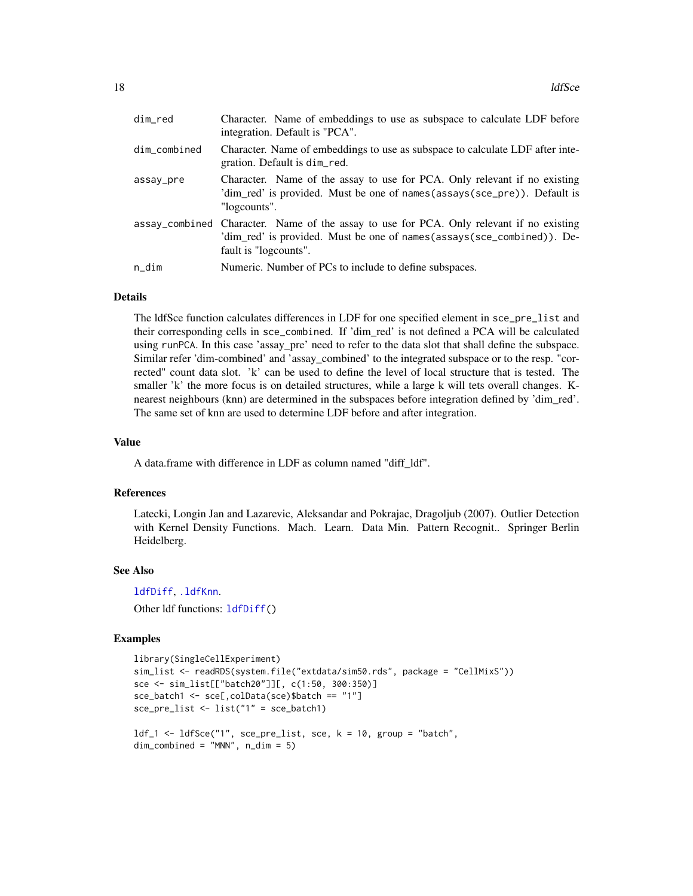| | |
|---|---|
| dim_red | Character. Name of embeddings to use as subspace to calculate LDF before integration. Default is "PCA". |
| dim_combined | Character. Name of embeddings to use as subspace to calculate LDF after integration. Default is dim_red. |
| assay_pre | Character. Name of the assay to use for PCA. Only relevant if no existing 'dim_red' is provided. Must be one of names(assays(sce_pre)). Default is "logcounts". |
| assay_combined | Character. Name of the assay to use for PCA. Only relevant if no existing 'dim_red' is provided. Must be one of names(assays(sce_combined)). Default is "logcounts". |
| n_dim | Numeric. Number of PCs to include to define subspaces. |

## Details

The ldfSce function calculates differences in LDF for one specified element in sce_pre_list and their corresponding cells in sce_combined. If 'dim_red' is not defined a PCA will be calculated using runPCA. In this case 'assay_pre' need to refer to the data slot that shall define the subspace. Similar refer 'dim-combined' and 'assay_combined' to the integrated subspace or to the resp. "corrected" count data slot. 'k' can be used to define the level of local structure that is tested. The smaller 'k' the more focus is on detailed structures, while a large k will tets overall changes. K-nearest neighbours (knn) are determined in the subspaces before integration defined by 'dim_red'. The same set of knn are used to determine LDF before and after integration.

## Value

A data.frame with difference in LDF as column named "diff_ldf".

## References

Latecki, Longin Jan and Lazarevic, Aleksandar and Pokrajac, Dragoljub (2007). Outlier Detection with Kernel Density Functions. Mach. Learn. Data Min. Pattern Recognit.. Springer Berlin Heidelberg.

## See Also

ldfDiff, .ldfKnn.

Other ldf functions: ldfDiff()

## Examples

```
library(SingleCellExperiment)
sim_list <- readRDS(system.file("extdata/sim50.rds", package = "CellMixS"))
sce <- sim_list[["batch20"]][, c(1:50, 300:350)]
sce_batch1 <- sce[,colData(sce)$batch == "1"]
sce_pre_list <- list("1" = sce_batch1)

ldf_1 <- ldfSce("1", sce_pre_list, sce, k = 10, group = "batch",
dim_combined = "MNN", n_dim = 5)
```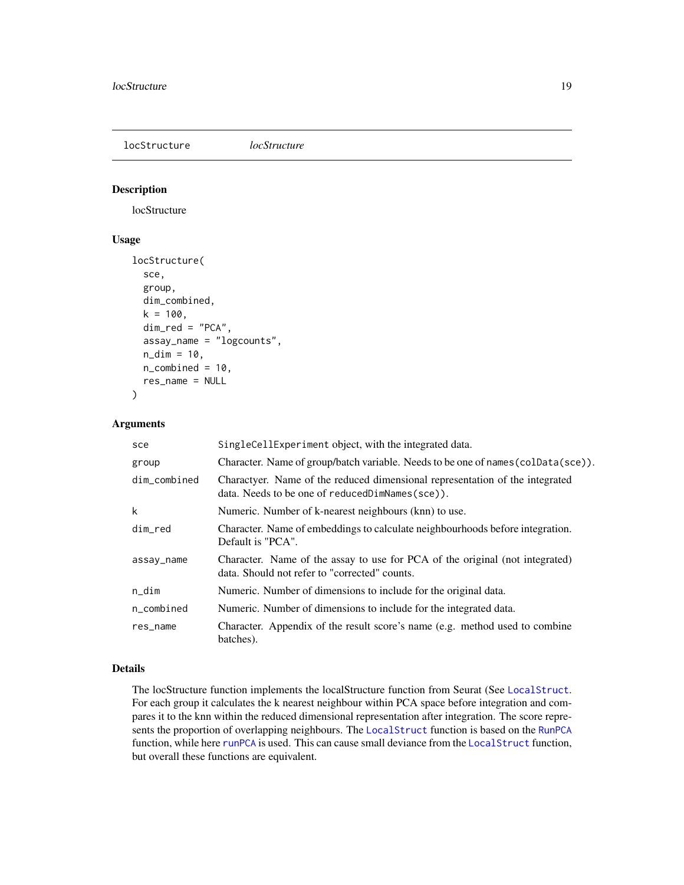locStructure *locStructure*

## Description

locStructure

## Usage

```
locStructure(
  sce,
  group,
  dim_combined,
  k = 100,
  dim_red = "PCA",
  assay_name = "logcounts",
  n_dim = 10,
  n_combined = 10,
  res_name = NULL
)
```

## Arguments

| | |
|---|---|
| `sce` | `SingleCellExperiment` object, with the integrated data. |
| `group` | Character. Name of group/batch variable. Needs to be one of `names(colData(sce))`. |
| `dim_combined` | Charactyer. Name of the reduced dimensional representation of the integrated data. Needs to be one of `reducedDimNames(sce))`. |
| `k` | Numeric. Number of k-nearest neighbours (knn) to use. |
| `dim_red` | Character. Name of embeddings to calculate neighbourhoods before integration. Default is "PCA". |
| `assay_name` | Character. Name of the assay to use for PCA of the original (not integrated) data. Should not refer to "corrected" counts. |
| `n_dim` | Numeric. Number of dimensions to include for the original data. |
| `n_combined` | Numeric. Number of dimensions to include for the integrated data. |
| `res_name` | Character. Appendix of the result score's name (e.g. method used to combine batches). |

## Details

The locStructure function implements the localStructure function from Seurat (See `LocalStruct`. For each group it calculates the k nearest neighbour within PCA space before integration and compares it to the knn within the reduced dimensional representation after integration. The score represents the proportion of overlapping neighbours. The `LocalStruct` function is based on the `RunPCA` function, while here `runPCA` is used. This can cause small deviance from the `LocalStruct` function, but overall these functions are equivalent.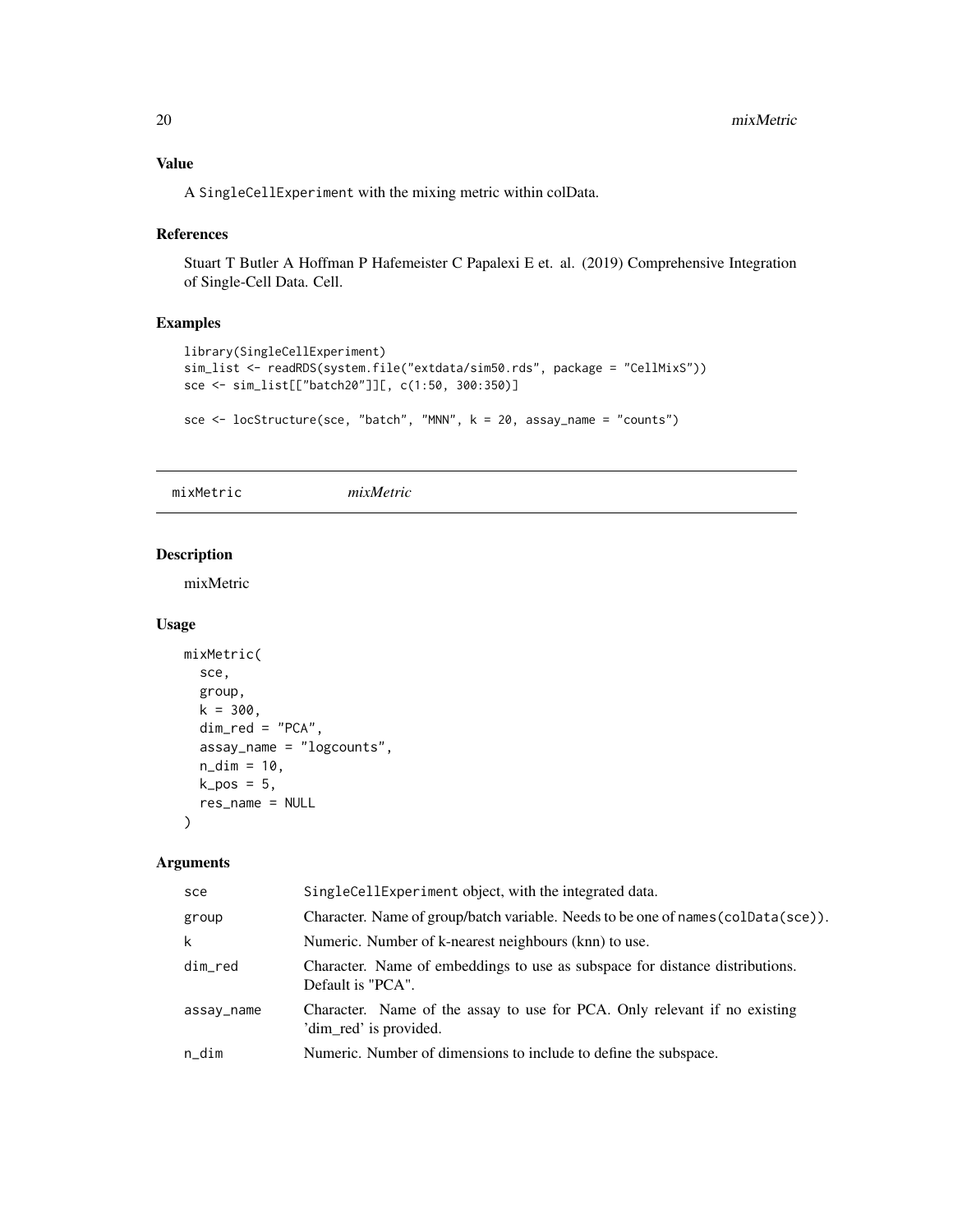### Value

A `SingleCellExperiment` with the mixing metric within colData.

### References

Stuart T Butler A Hoffman P Hafemeister C Papalexi E et. al. (2019) Comprehensive Integration of Single-Cell Data. Cell.

### Examples

```
library(SingleCellExperiment)
sim_list <- readRDS(system.file("extdata/sim50.rds", package = "CellMixS"))
sce <- sim_list[["batch20"]][, c(1:50, 300:350)]

sce <- locStructure(sce, "batch", "MNN", k = 20, assay_name = "counts")
```

## mixMetric    *mixMetric*

### Description

mixMetric

### Usage

```
mixMetric(
  sce,
  group,
  k = 300,
  dim_red = "PCA",
  assay_name = "logcounts",
  n_dim = 10,
  k_pos = 5,
  res_name = NULL
)
```

### Arguments

| | |
|---|---|
| sce | SingleCellExperiment object, with the integrated data. |
| group | Character. Name of group/batch variable. Needs to be one of names(colData(sce)). |
| k | Numeric. Number of k-nearest neighbours (knn) to use. |
| dim_red | Character. Name of embeddings to use as subspace for distance distributions. Default is "PCA". |
| assay_name | Character. Name of the assay to use for PCA. Only relevant if no existing 'dim_red' is provided. |
| n_dim | Numeric. Number of dimensions to include to define the subspace. |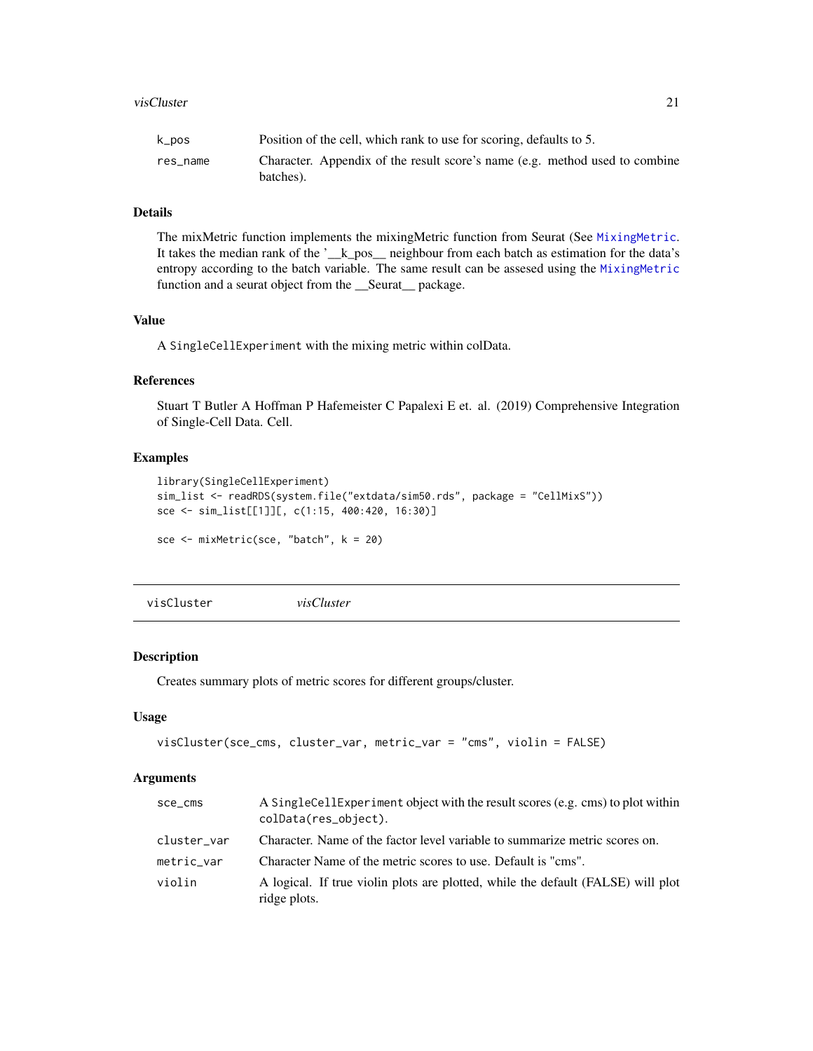| | |
|---|---|
| k_pos | Position of the cell, which rank to use for scoring, defaults to 5. |
| res_name | Character. Appendix of the result score's name (e.g. method used to combine batches). |

### Details

The mixMetric function implements the mixingMetric function from Seurat (See MixingMetric. It takes the median rank of the '__k_pos__ neighbour from each batch as estimation for the data's entropy according to the batch variable. The same result can be assesed using the MixingMetric function and a seurat object from the __Seurat__ package.

### Value

A SingleCellExperiment with the mixing metric within colData.

### References

Stuart T Butler A Hoffman P Hafemeister C Papalexi E et. al. (2019) Comprehensive Integration of Single-Cell Data. Cell.

### Examples

```
library(SingleCellExperiment)
sim_list <- readRDS(system.file("extdata/sim50.rds", package = "CellMixS"))
sce <- sim_list[[1]][, c(1:15, 400:420, 16:30)]

sce <- mixMetric(sce, "batch", k = 20)
```

---

## visCluster — *visCluster*

### Description

Creates summary plots of metric scores for different groups/cluster.

### Usage

```
visCluster(sce_cms, cluster_var, metric_var = "cms", violin = FALSE)
```

### Arguments

| | |
|---|---|
| sce_cms | A SingleCellExperiment object with the result scores (e.g. cms) to plot within colData(res_object). |
| cluster_var | Character. Name of the factor level variable to summarize metric scores on. |
| metric_var | Character Name of the metric scores to use. Default is "cms". |
| violin | A logical. If true violin plots are plotted, while the default (FALSE) will plot ridge plots. |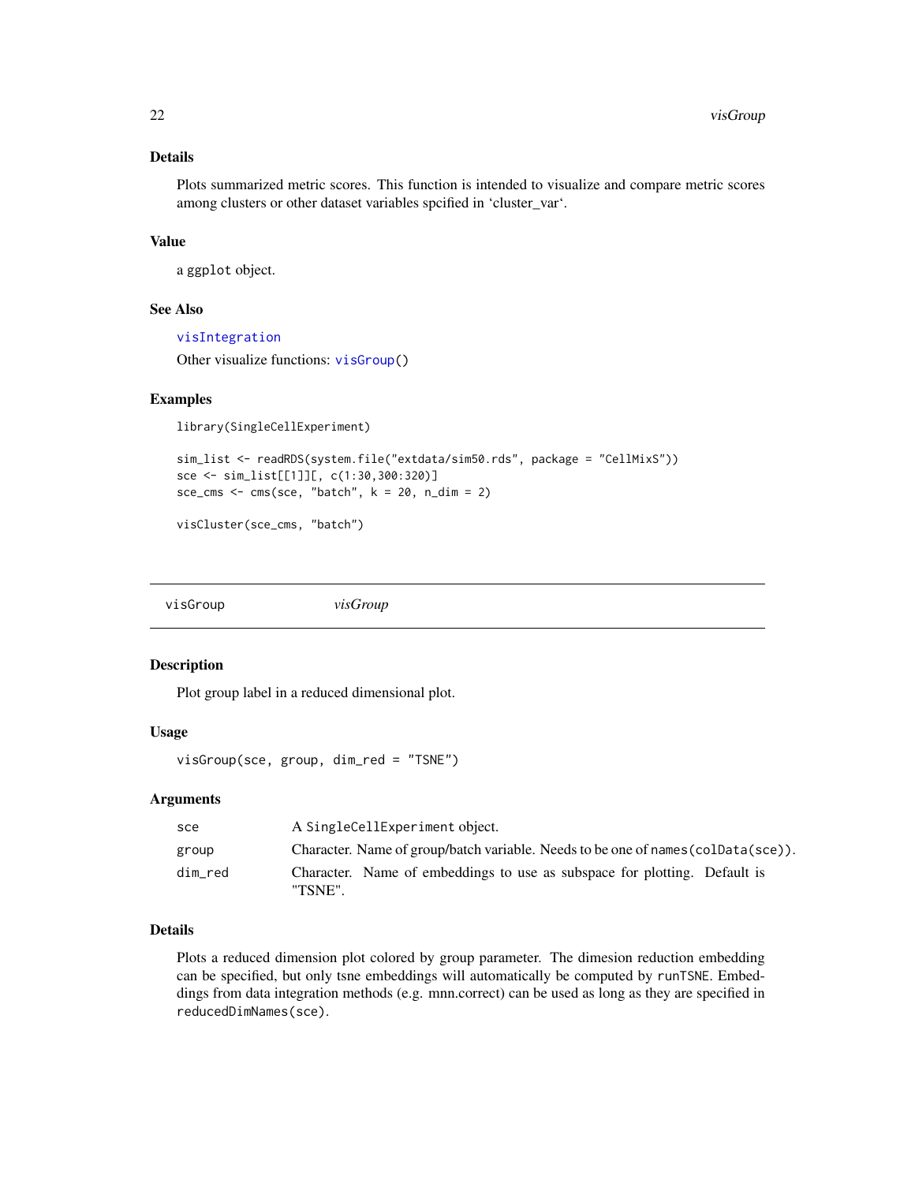### Details

Plots summarized metric scores. This function is intended to visualize and compare metric scores among clusters or other dataset variables spcified in 'cluster_var'.

### Value

a ggplot object.

### See Also

visIntegration

Other visualize functions: visGroup()

### Examples

```
library(SingleCellExperiment)

sim_list <- readRDS(system.file("extdata/sim50.rds", package = "CellMixS"))
sce <- sim_list[[1]][, c(1:30,300:320)]
sce_cms <- cms(sce, "batch", k = 20, n_dim = 2)

visCluster(sce_cms, "batch")
```

---

## visGroup *visGroup*

### Description

Plot group label in a reduced dimensional plot.

### Usage

```
visGroup(sce, group, dim_red = "TSNE")
```

### Arguments

| | |
|---|---|
| sce | A SingleCellExperiment object. |
| group | Character. Name of group/batch variable. Needs to be one of names(colData(sce)). |
| dim_red | Character. Name of embeddings to use as subspace for plotting. Default is "TSNE". |

### Details

Plots a reduced dimension plot colored by group parameter. The dimesion reduction embedding can be specified, but only tsne embeddings will automatically be computed by runTSNE. Embeddings from data integration methods (e.g. mnn.correct) can be used as long as they are specified in reducedDimNames(sce).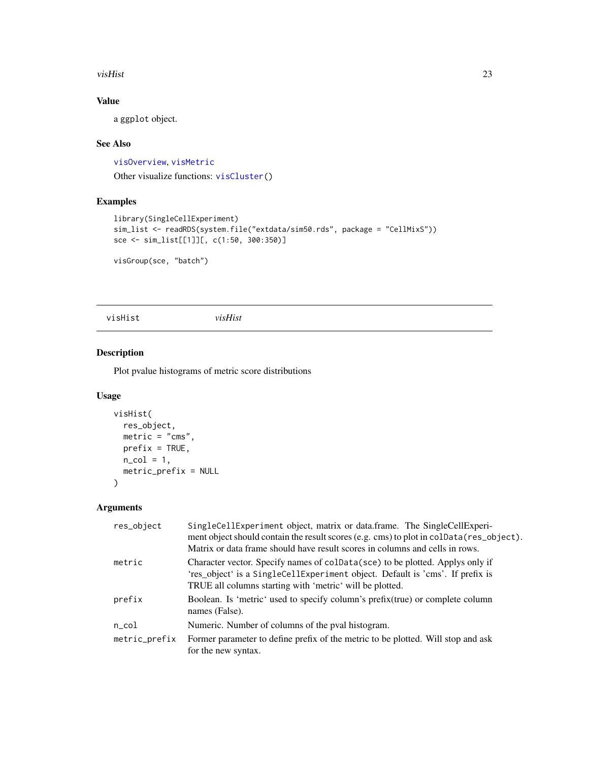## Value

a ggplot object.

## See Also

visOverview, visMetric

Other visualize functions: visCluster()

## Examples

```
library(SingleCellExperiment)
sim_list <- readRDS(system.file("extdata/sim50.rds", package = "CellMixS"))
sce <- sim_list[[1]][, c(1:50, 300:350)]

visGroup(sce, "batch")
```

---

# visHist *visHist*

## Description

Plot pvalue histograms of metric score distributions

## Usage

```
visHist(
  res_object,
  metric = "cms",
  prefix = TRUE,
  n_col = 1,
  metric_prefix = NULL
)
```

## Arguments

| | |
|---|---|
| res_object | SingleCellExperiment object, matrix or data.frame. The SingleCellExperiment object should contain the result scores (e.g. cms) to plot in colData(res_object). Matrix or data frame should have result scores in columns and cells in rows. |
| metric | Character vector. Specify names of colData(sce) to be plotted. Applys only if 'res_object' is a SingleCellExperiment object. Default is 'cms'. If prefix is TRUE all columns starting with 'metric' will be plotted. |
| prefix | Boolean. Is 'metric' used to specify column's prefix(true) or complete column names (False). |
| n_col | Numeric. Number of columns of the pval histogram. |
| metric_prefix | Former parameter to define prefix of the metric to be plotted. Will stop and ask for the new syntax. |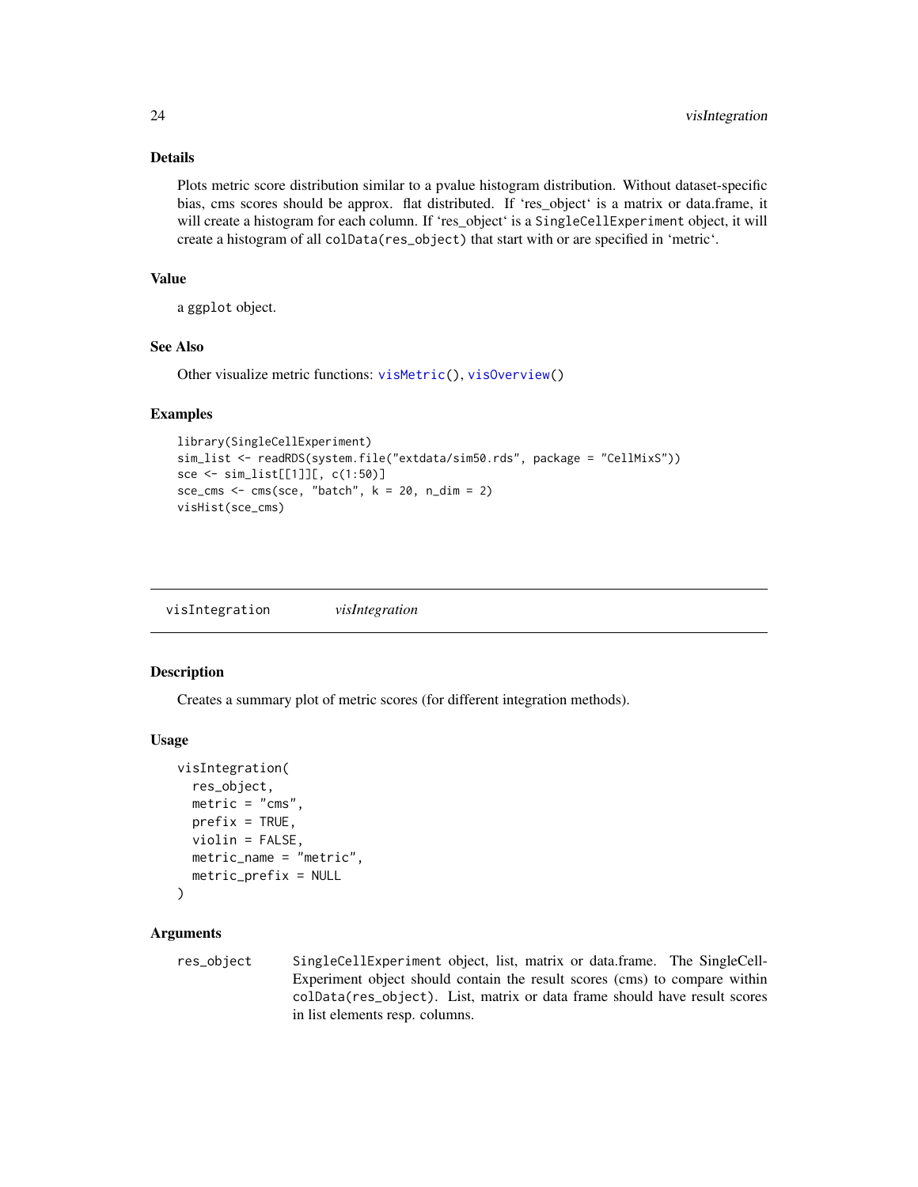### Details

Plots metric score distribution similar to a pvalue histogram distribution. Without dataset-specific bias, cms scores should be approx. flat distributed. If 'res_object' is a matrix or data.frame, it will create a histogram for each column. If 'res_object' is a SingleCellExperiment object, it will create a histogram of all colData(res_object) that start with or are specified in 'metric'.

### Value

a ggplot object.

### See Also

Other visualize metric functions: visMetric(), visOverview()

### Examples

```
library(SingleCellExperiment)
sim_list <- readRDS(system.file("extdata/sim50.rds", package = "CellMixS"))
sce <- sim_list[[1]][, c(1:50)]
sce_cms <- cms(sce, "batch", k = 20, n_dim = 2)
visHist(sce_cms)
```

---

## visIntegration    *visIntegration*

### Description

Creates a summary plot of metric scores (for different integration methods).

### Usage

```
visIntegration(
  res_object,
  metric = "cms",
  prefix = TRUE,
  violin = FALSE,
  metric_name = "metric",
  metric_prefix = NULL
)
```

### Arguments

| | |
|---|---|
| res_object | SingleCellExperiment object, list, matrix or data.frame. The SingleCellExperiment object should contain the result scores (cms) to compare within colData(res_object). List, matrix or data frame should have result scores in list elements resp. columns. |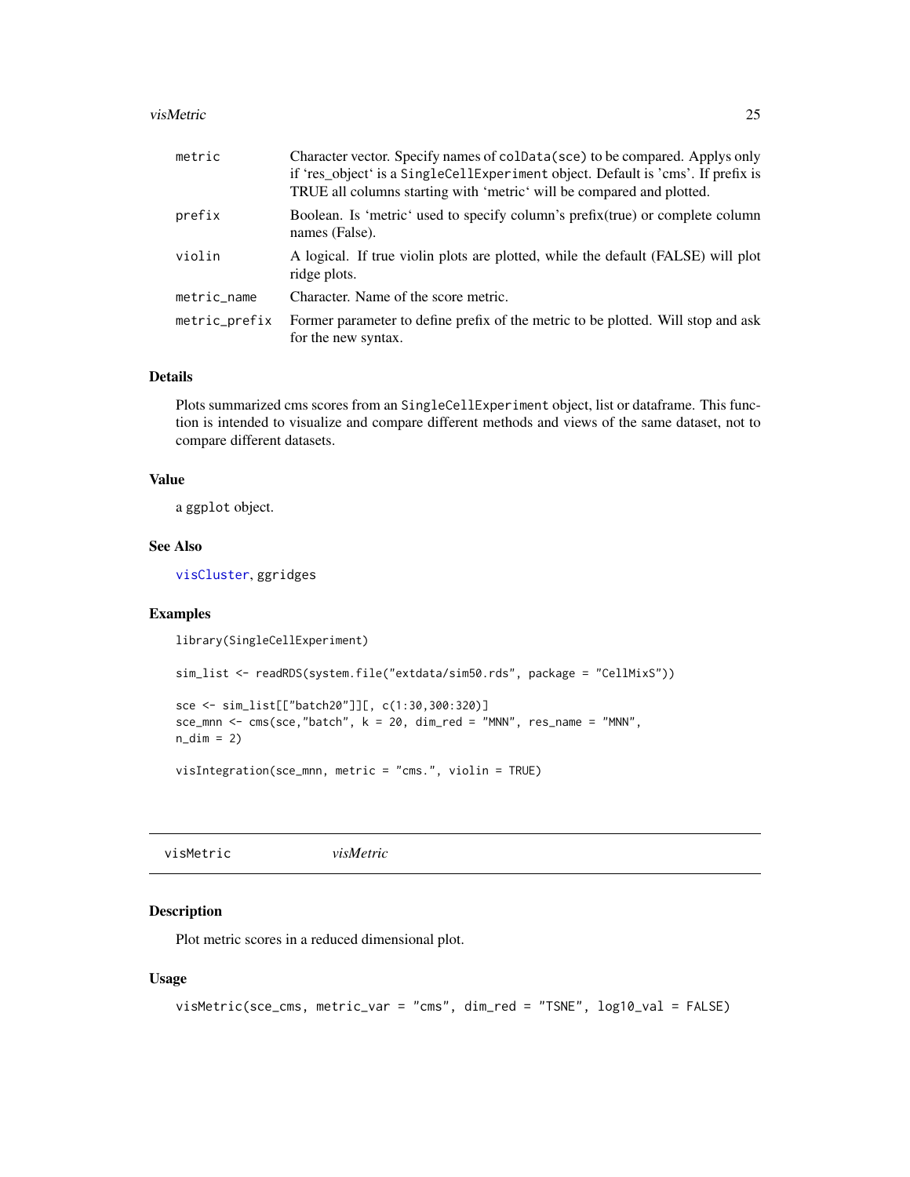| | |
|---|---|
| metric | Character vector. Specify names of `colData(sce)` to be compared. Applys only if 'res_object' is a `SingleCellExperiment` object. Default is 'cms'. If prefix is TRUE all columns starting with 'metric' will be compared and plotted. |
| prefix | Boolean. Is 'metric' used to specify column's prefix(true) or complete column names (False). |
| violin | A logical. If true violin plots are plotted, while the default (FALSE) will plot ridge plots. |
| metric_name | Character. Name of the score metric. |
| metric_prefix | Former parameter to define prefix of the metric to be plotted. Will stop and ask for the new syntax. |

### Details

Plots summarized cms scores from an `SingleCellExperiment` object, list or dataframe. This function is intended to visualize and compare different methods and views of the same dataset, not to compare different datasets.

### Value

a `ggplot` object.

### See Also

visCluster, ggridges

### Examples

```
library(SingleCellExperiment)

sim_list <- readRDS(system.file("extdata/sim50.rds", package = "CellMixS"))

sce <- sim_list[["batch20"]][, c(1:30,300:320)]
sce_mnn <- cms(sce,"batch", k = 20, dim_red = "MNN", res_name = "MNN",
n_dim = 2)

visIntegration(sce_mnn, metric = "cms.", violin = TRUE)
```

---

## visMetric *visMetric*

### Description

Plot metric scores in a reduced dimensional plot.

### Usage

```
visMetric(sce_cms, metric_var = "cms", dim_red = "TSNE", log10_val = FALSE)
```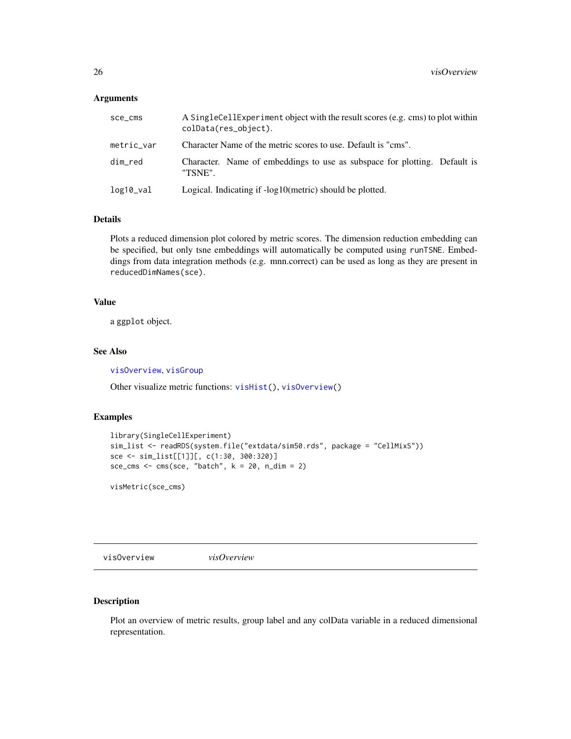### Arguments

| | |
|---|---|
| sce_cms | A `SingleCellExperiment` object with the result scores (e.g. cms) to plot within `colData(res_object)`. |
| metric_var | Character Name of the metric scores to use. Default is "cms". |
| dim_red | Character. Name of embeddings to use as subspace for plotting. Default is "TSNE". |
| log10_val | Logical. Indicating if -log10(metric) should be plotted. |

### Details

Plots a reduced dimension plot colored by metric scores. The dimension reduction embedding can be specified, but only tsne embeddings will automatically be computed using `runTSNE`. Embeddings from data integration methods (e.g. mnn.correct) can be used as long as they are present in `reducedDimNames(sce)`.

### Value

a `ggplot` object.

### See Also

`visOverview`, `visGroup`

Other visualize metric functions: `visHist()`, `visOverview()`

### Examples

```
library(SingleCellExperiment)
sim_list <- readRDS(system.file("extdata/sim50.rds", package = "CellMixS"))
sce <- sim_list[[1]][, c(1:30, 300:320)]
sce_cms <- cms(sce, "batch", k = 20, n_dim = 2)

visMetric(sce_cms)
```

---

## visOverview    *visOverview*

### Description

Plot an overview of metric results, group label and any colData variable in a reduced dimensional representation.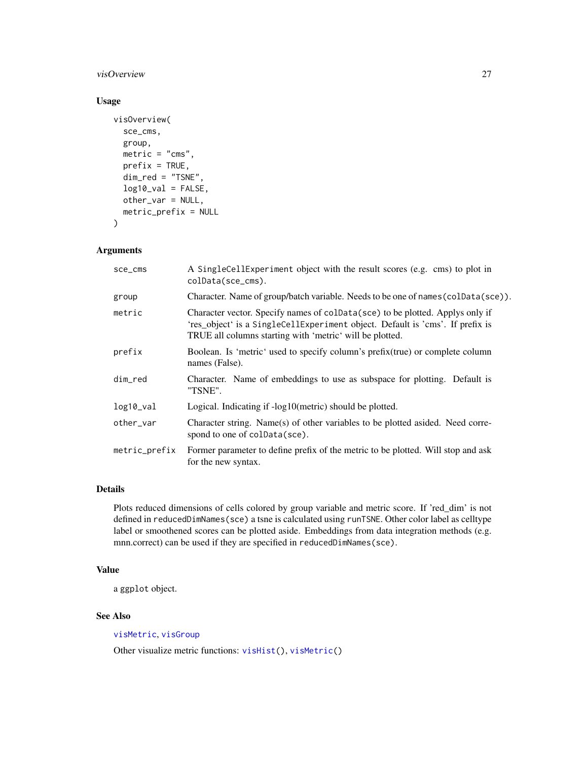## Usage

```
visOverview(
  sce_cms,
  group,
  metric = "cms",
  prefix = TRUE,
  dim_red = "TSNE",
  log10_val = FALSE,
  other_var = NULL,
  metric_prefix = NULL
)
```

## Arguments

| | |
|---|---|
| sce_cms | A `SingleCellExperiment` object with the result scores (e.g. cms) to plot in `colData(sce_cms)`. |
| group | Character. Name of group/batch variable. Needs to be one of `names(colData(sce))`. |
| metric | Character vector. Specify names of `colData(sce)` to be plotted. Applys only if 'res_object' is a `SingleCellExperiment` object. Default is 'cms'. If prefix is TRUE all columns starting with 'metric' will be plotted. |
| prefix | Boolean. Is 'metric' used to specify column's prefix(true) or complete column names (False). |
| dim_red | Character. Name of embeddings to use as subspace for plotting. Default is "TSNE". |
| log10_val | Logical. Indicating if -log10(metric) should be plotted. |
| other_var | Character string. Name(s) of other variables to be plotted asided. Need correspond to one of `colData(sce)`. |
| metric_prefix | Former parameter to define prefix of the metric to be plotted. Will stop and ask for the new syntax. |

## Details

Plots reduced dimensions of cells colored by group variable and metric score. If 'red_dim' is not defined in `reducedDimNames(sce)` a tsne is calculated using `runTSNE`. Other color label as celltype label or smoothened scores can be plotted aside. Embeddings from data integration methods (e.g. mnn.correct) can be used if they are specified in `reducedDimNames(sce)`.

## Value

a `ggplot` object.

## See Also

visMetric, visGroup

Other visualize metric functions: visHist(), visMetric()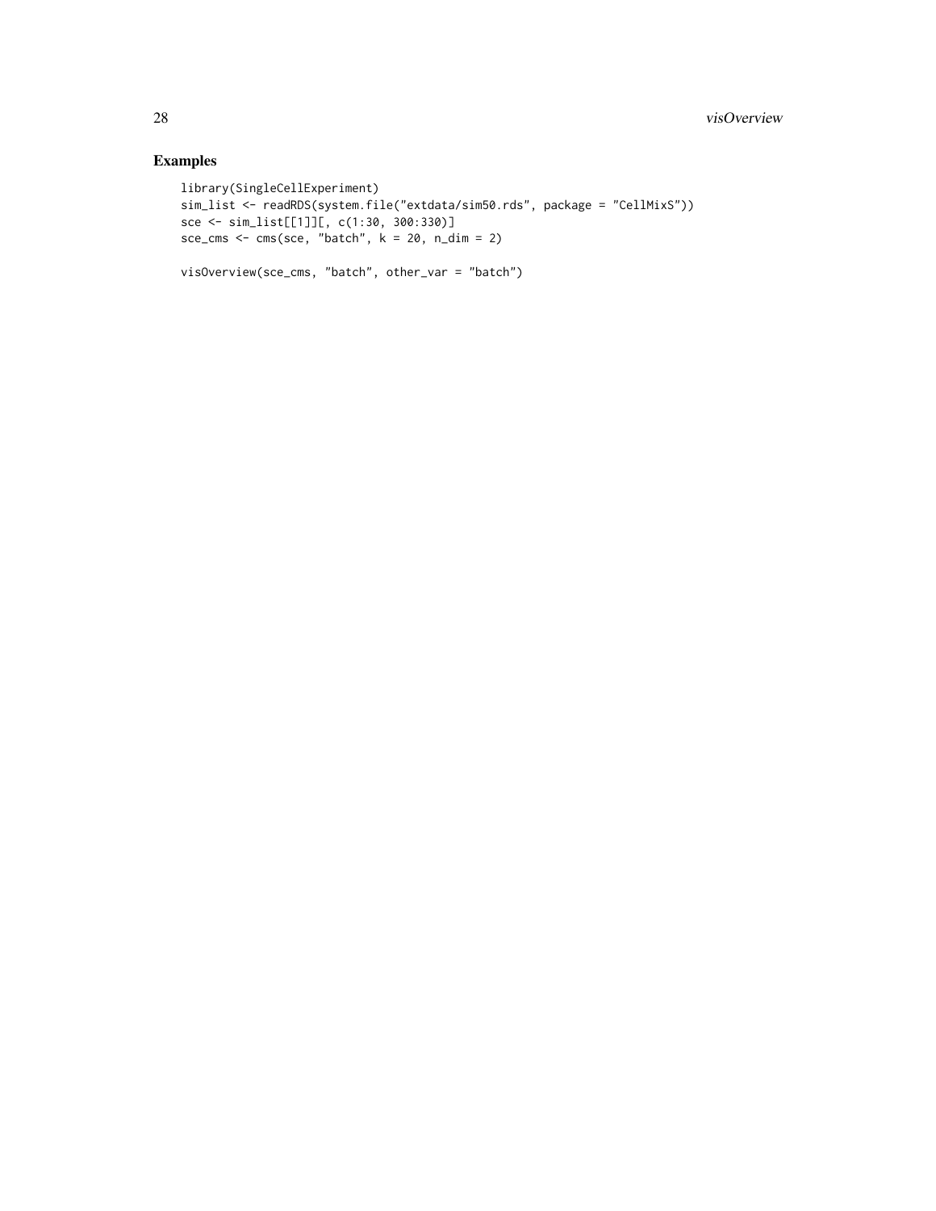## Examples

```
library(SingleCellExperiment)
sim_list <- readRDS(system.file("extdata/sim50.rds", package = "CellMixS"))
sce <- sim_list[[1]][, c(1:30, 300:330)]
sce_cms <- cms(sce, "batch", k = 20, n_dim = 2)

visOverview(sce_cms, "batch", other_var = "batch")
```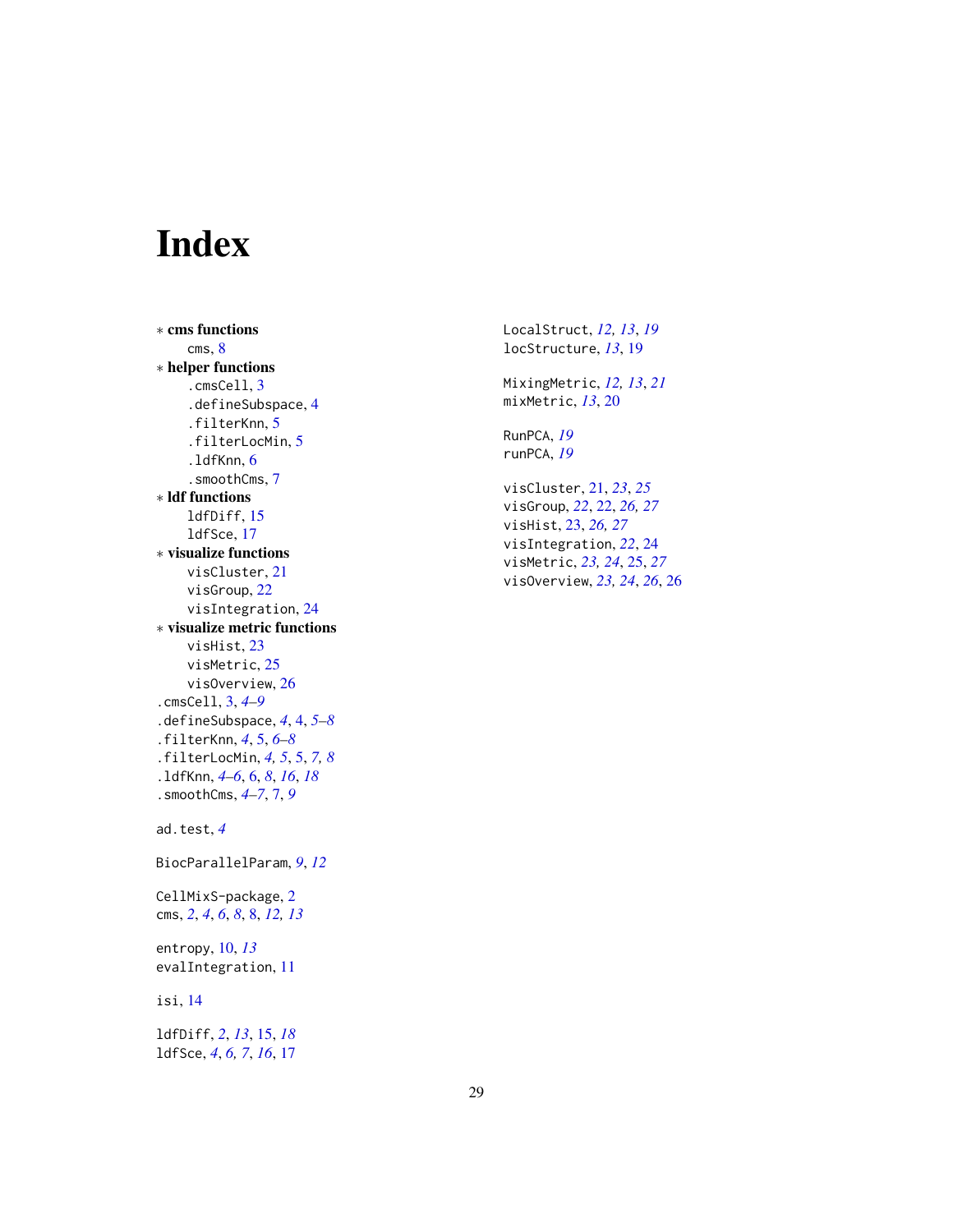# Index

* **cms functions**
  - cms, 8
* **helper functions**
  - .cmsCell, 3
  - .defineSubspace, 4
  - .filterKnn, 5
  - .filterLocMin, 5
  - .ldfKnn, 6
  - .smoothCms, 7
* **ldf functions**
  - ldfDiff, 15
  - ldfSce, 17
* **visualize functions**
  - visCluster, 21
  - visGroup, 22
  - visIntegration, 24
* **visualize metric functions**
  - visHist, 23
  - visMetric, 25
  - visOverview, 26

.cmsCell, 3, *4–9*
.defineSubspace, *4*, 4, *5–8*
.filterKnn, *4*, 5, *6–8*
.filterLocMin, *4, 5*, 5, *7, 8*
.ldfKnn, *4–6*, 6, *8*, *16*, *18*
.smoothCms, *4–7*, 7, *9*

ad.test, *4*

BiocParallelParam, *9*, *12*

CellMixS-package, 2
cms, *2*, *4*, *6*, *8*, 8, *12, 13*

entropy, 10, *13*
evalIntegration, 11

isi, 14

ldfDiff, *2*, *13*, 15, *18*
ldfSce, *4*, *6, 7*, *16*, 17

LocalStruct, *12, 13*, *19*
locStructure, *13*, 19

MixingMetric, *12, 13*, *21*
mixMetric, *13*, 20

RunPCA, *19*
runPCA, *19*

visCluster, 21, *23*, *25*
visGroup, *22*, 22, *26, 27*
visHist, 23, *26, 27*
visIntegration, *22*, 24
visMetric, *23, 24*, 25, *27*
visOverview, *23, 24*, *26*, 26